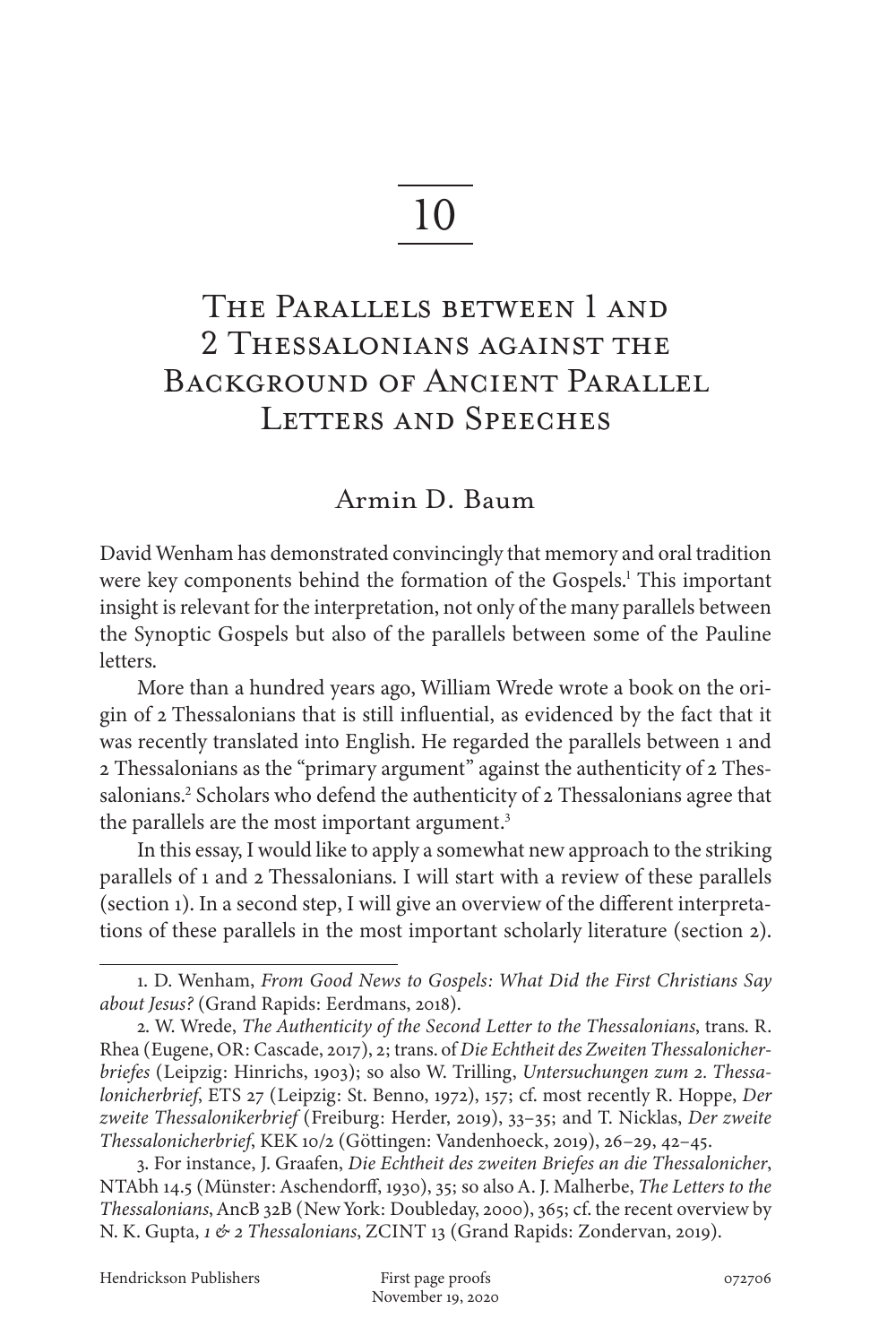# 10

# The Parallels between 1 and 2 Thessalonians against the Background of Ancient Parallel Letters and Speeches

## Armin D. Baum

David Wenham has demonstrated convincingly that memory and oral tradition were key components behind the formation of the Gospels.[1] This important insight is relevant for the interpretation, not only of the many parallels between the Synoptic Gospels but also of the parallels between some of the Pauline letters.

More than a hundred years ago, William Wrede wrote a book on the origin of 2 Thessalonians that is still influential, as evidenced by the fact that it was recently translated into English. He regarded the parallels between 1 and 2 Thessalonians as the "primary argument" against the authenticity of 2 Thessalonians.[2] Scholars who defend the authenticity of 2 Thessalonians agree that the parallels are the most important argument.[3]

In this essay, I would like to apply a somewhat new approach to the striking parallels of 1 and 2 Thessalonians. I will start with a review of these parallels (section 1). In a second step, I will give an overview of the different interpretations of these parallels in the most important scholarly literature (section 2).

---

1. D. Wenham, *From Good News to Gospels: What Did the First Christians Say about Jesus?* (Grand Rapids: Eerdmans, 2018).

2. W. Wrede, *The Authenticity of the Second Letter to the Thessalonians*, trans. R. Rhea (Eugene, OR: Cascade, 2017), 2; trans. of *Die Echtheit des Zweiten Thessalonicherbriefes* (Leipzig: Hinrichs, 1903); so also W. Trilling, *Untersuchungen zum 2. Thessalonicherbrief*, ETS 27 (Leipzig: St. Benno, 1972), 157; cf. most recently R. Hoppe, *Der zweite Thessalonikerbrief* (Freiburg: Herder, 2019), 33–35; and T. Nicklas, *Der zweite Thessalonicherbrief*, KEK 10/2 (Göttingen: Vandenhoeck, 2019), 26–29, 42–45.

3. For instance, J. Graafen, *Die Echtheit des zweiten Briefes an die Thessalonicher*, NTAbh 14.5 (Münster: Aschendorff, 1930), 35; so also A. J. Malherbe, *The Letters to the Thessalonians*, AncB 32B (New York: Doubleday, 2000), 365; cf. the recent overview by N. K. Gupta, *1 & 2 Thessalonians*, ZCINT 13 (Grand Rapids: Zondervan, 2019).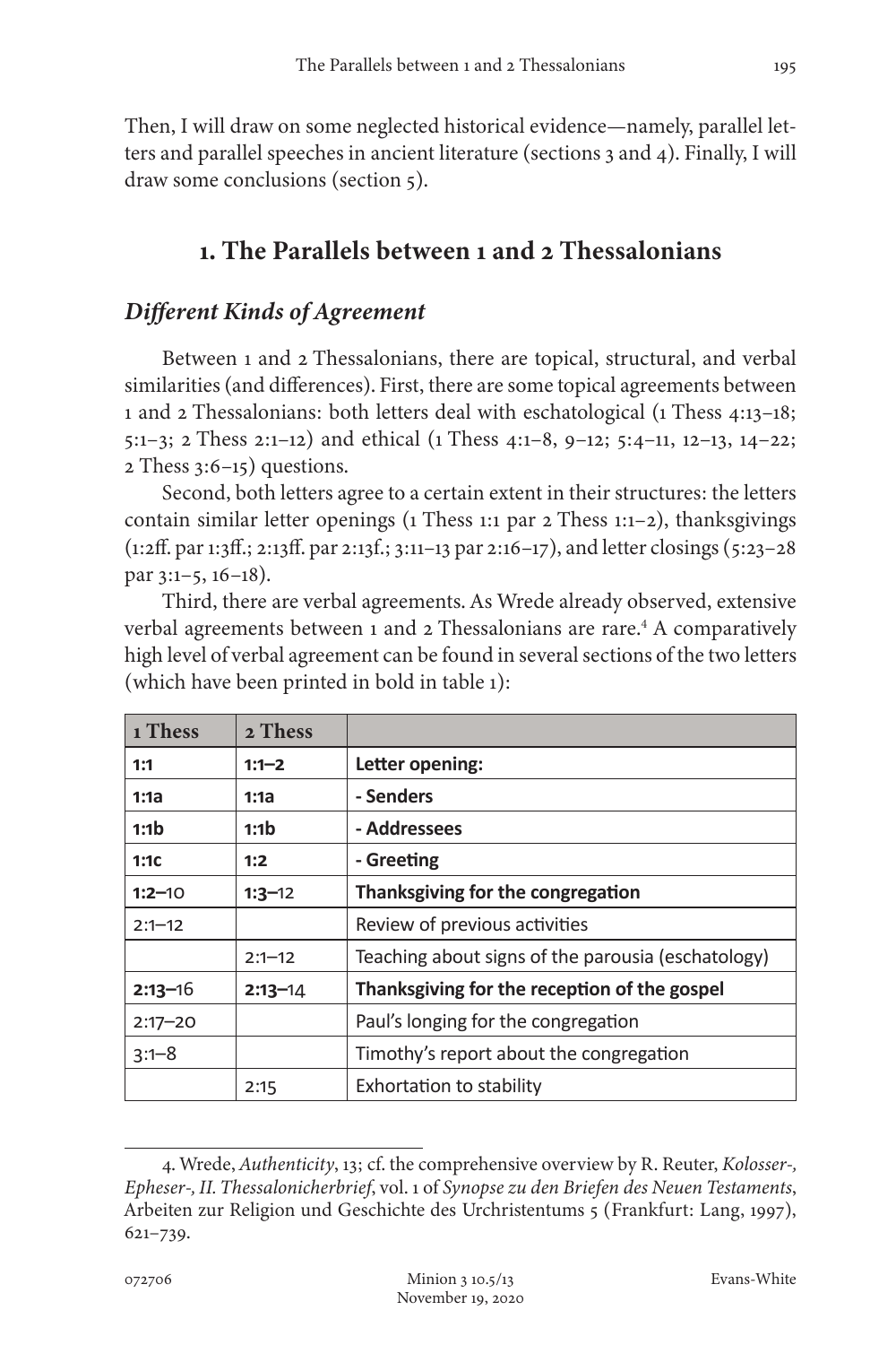Then, I will draw on some neglected historical evidence—namely, parallel letters and parallel speeches in ancient literature (sections 3 and 4). Finally, I will draw some conclusions (section 5).

## 1. The Parallels between 1 and 2 Thessalonians

### *Different Kinds of Agreement*

Between 1 and 2 Thessalonians, there are topical, structural, and verbal similarities (and differences). First, there are some topical agreements between 1 and 2 Thessalonians: both letters deal with eschatological (1 Thess 4:13–18; 5:1–3; 2 Thess 2:1–12) and ethical (1 Thess 4:1–8, 9–12; 5:4–11, 12–13, 14–22; 2 Thess 3:6–15) questions.

Second, both letters agree to a certain extent in their structures: the letters contain similar letter openings (1 Thess 1:1 par 2 Thess 1:1–2), thanksgivings (1:2ff. par 1:3ff.; 2:13ff. par 2:13f.; 3:11–13 par 2:16–17), and letter closings (5:23–28 par 3:1–5, 16–18).

Third, there are verbal agreements. As Wrede already observed, extensive verbal agreements between 1 and 2 Thessalonians are rare.[4] A comparatively high level of verbal agreement can be found in several sections of the two letters (which have been printed in bold in table 1):

| 1 Thess | 2 Thess | |
|---|---|---|
| **1:1** | **1:1–2** | **Letter opening:** |
| **1:1a** | **1:1a** | **- Senders** |
| **1:1b** | **1:1b** | **- Addressees** |
| **1:1c** | **1:2** | **- Greeting** |
| **1:2–**10 | **1:3–**12 | **Thanksgiving for the congregation** |
| 2:1–12 | | Review of previous activities |
| | 2:1–12 | Teaching about signs of the parousia (eschatology) |
| **2:13–**16 | **2:13–**14 | **Thanksgiving for the reception of the gospel** |
| 2:17–20 | | Paul's longing for the congregation |
| 3:1–8 | | Timothy's report about the congregation |
| | 2:15 | Exhortation to stability |

4. Wrede, *Authenticity*, 13; cf. the comprehensive overview by R. Reuter, *Kolosser-, Epheser-, II. Thessalonicherbrief*, vol. 1 of *Synopse zu den Briefen des Neuen Testaments*, Arbeiten zur Religion und Geschichte des Urchristentums 5 (Frankfurt: Lang, 1997), 621–739.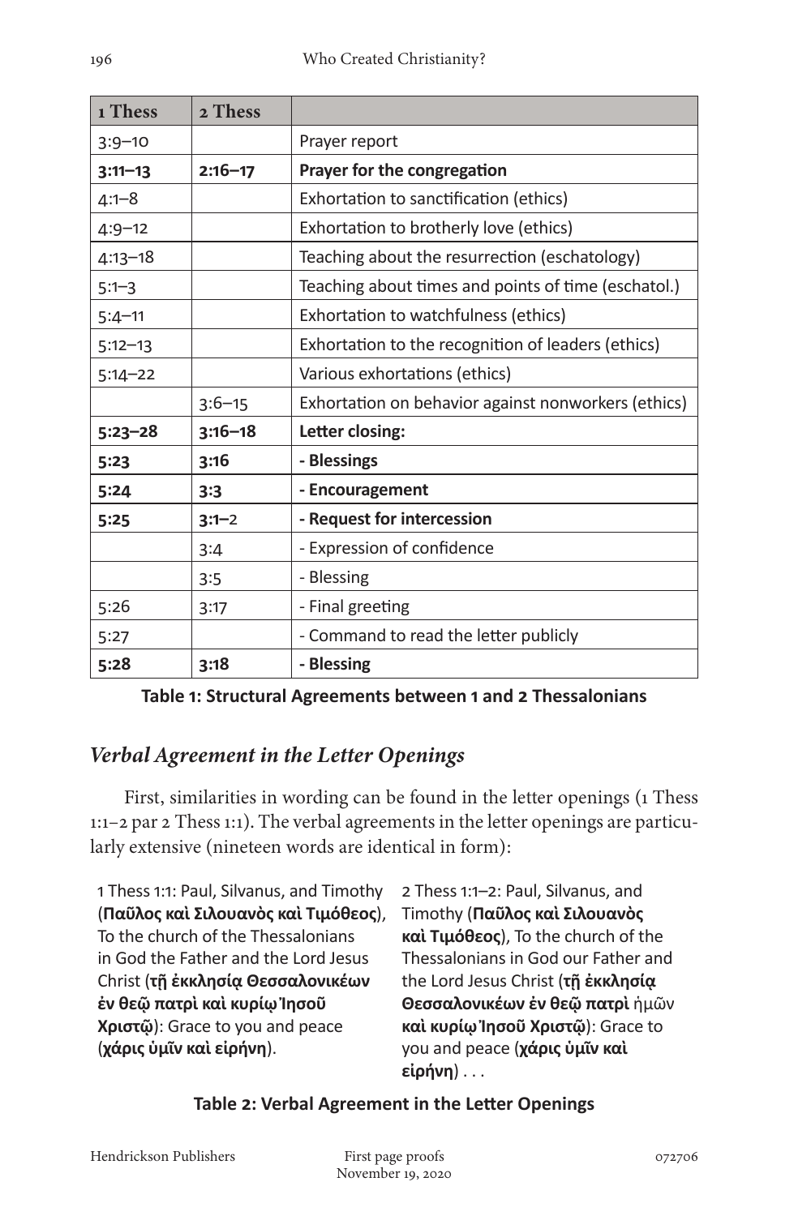| 1 Thess | 2 Thess | |
|---|---|---|
| 3:9–10 | | Prayer report |
| **3:11–13** | **2:16–17** | **Prayer for the congregation** |
| 4:1–8 | | Exhortation to sanctification (ethics) |
| 4:9–12 | | Exhortation to brotherly love (ethics) |
| 4:13–18 | | Teaching about the resurrection (eschatology) |
| 5:1–3 | | Teaching about times and points of time (eschatol.) |
| 5:4–11 | | Exhortation to watchfulness (ethics) |
| 5:12–13 | | Exhortation to the recognition of leaders (ethics) |
| 5:14–22 | | Various exhortations (ethics) |
| | 3:6–15 | Exhortation on behavior against nonworkers (ethics) |
| **5:23–28** | **3:16–18** | **Letter closing:** |
| **5:23** | **3:16** | **- Blessings** |
| **5:24** | **3:3** | **- Encouragement** |
| **5:25** | **3:1–**2 | **- Request for intercession** |
| | 3:4 | - Expression of confidence |
| | 3:5 | - Blessing |
| 5:26 | 3:17 | - Final greeting |
| 5:27 | | - Command to read the letter publicly |
| **5:28** | **3:18** | **- Blessing** |

**Table 1: Structural Agreements between 1 and 2 Thessalonians**

## *Verbal Agreement in the Letter Openings*

First, similarities in wording can be found in the letter openings (1 Thess 1:1–2 par 2 Thess 1:1). The verbal agreements in the letter openings are particularly extensive (nineteen words are identical in form):

| 1 Thess 1:1 | 2 Thess 1:1–2 |
|---|---|
| Paul, Silvanus, and Timothy (**Παῦλος καὶ Σιλουανὸς καὶ Τιμόθεος**), To the church of the Thessalonians in God the Father and the Lord Jesus Christ (**τῇ ἐκκλησίᾳ Θεσσαλονικέων ἐν θεῷ πατρὶ καὶ κυρίῳ Ἰησοῦ Χριστῷ**): Grace to you and peace (**χάρις ὑμῖν καὶ εἰρήνη**). | Paul, Silvanus, and Timothy (**Παῦλος καὶ Σιλουανὸς καὶ Τιμόθεος**), To the church of the Thessalonians in God our Father and the Lord Jesus Christ (**τῇ ἐκκλησίᾳ Θεσσαλονικέων ἐν θεῷ πατρὶ** ἡμῶν **καὶ κυρίῳ Ἰησοῦ Χριστῷ**): Grace to you and peace (**χάρις ὑμῖν καὶ εἰρήνη**) . . . |

**Table 2: Verbal Agreement in the Letter Openings**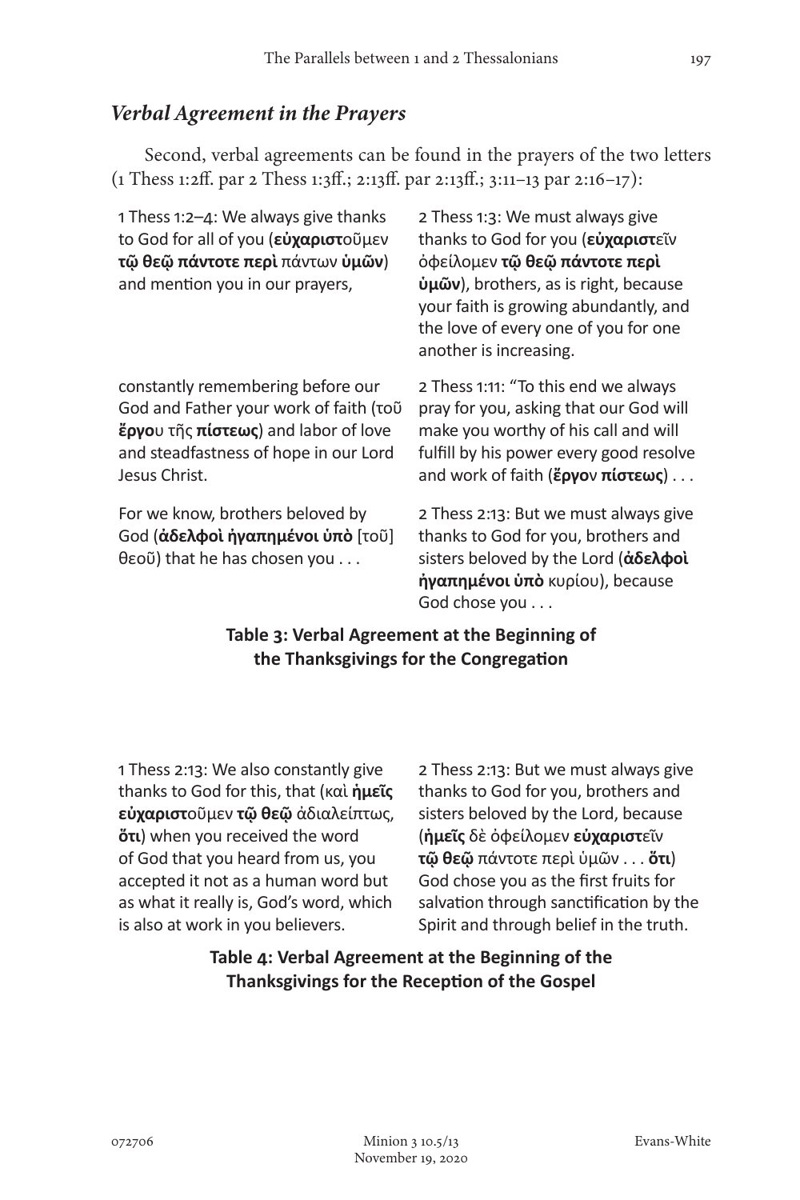## *Verbal Agreement in the Prayers*

Second, verbal agreements can be found in the prayers of the two letters (1 Thess 1:2ff. par 2 Thess 1:3ff.; 2:13ff. par 2:13ff.; 3:11–13 par 2:16–17):

| 1 Thess | 2 Thess |
|---|---|
| 1 Thess 1:2–4: We always give thanks to God for all of you (**εὐχαριστ**οῦμεν **τῷ θεῷ πάντοτε περὶ** πάντων **ὑμῶν**) and mention you in our prayers, | 2 Thess 1:3: We must always give thanks to God for you (**εὐχαριστ**εῖν ὀφείλομεν **τῷ θεῷ πάντοτε περὶ ὑμῶν**), brothers, as is right, because your faith is growing abundantly, and the love of every one of you for one another is increasing. |
| constantly remembering before our God and Father your work of faith (τοῦ **ἔργο**υ τῆς **πίστεως**) and labor of love and steadfastness of hope in our Lord Jesus Christ. | 2 Thess 1:11: "To this end we always pray for you, asking that our God will make you worthy of his call and will fulfill by his power every good resolve and work of faith (**ἔργο**ν **πίστεως**) . . . |
| For we know, brothers beloved by God (**ἀδελφοὶ ἠγαπημένοι ὑπὸ** [τοῦ] θεοῦ) that he has chosen you . . . | 2 Thess 2:13: But we must always give thanks to God for you, brothers and sisters beloved by the Lord (**ἀδελφοὶ ἠγαπημένοι ὑπὸ** κυρίου), because God chose you . . . |

**Table 3: Verbal Agreement at the Beginning of the Thanksgivings for the Congregation**

| 1 Thess | 2 Thess |
|---|---|
| 1 Thess 2:13: We also constantly give thanks to God for this, that (καὶ **ἡμεῖς εὐχαριστ**οῦμεν **τῷ θεῷ** ἀδιαλείπτως, **ὅτι**) when you received the word of God that you heard from us, you accepted it not as a human word but as what it really is, God's word, which is also at work in you believers. | 2 Thess 2:13: But we must always give thanks to God for you, brothers and sisters beloved by the Lord, because (**ἡμεῖς** δὲ ὀφείλομεν **εὐχαριστ**εῖν **τῷ θεῷ** πάντοτε περὶ ὑμῶν . . . **ὅτι**) God chose you as the first fruits for salvation through sanctification by the Spirit and through belief in the truth. |

**Table 4: Verbal Agreement at the Beginning of the Thanksgivings for the Reception of the Gospel**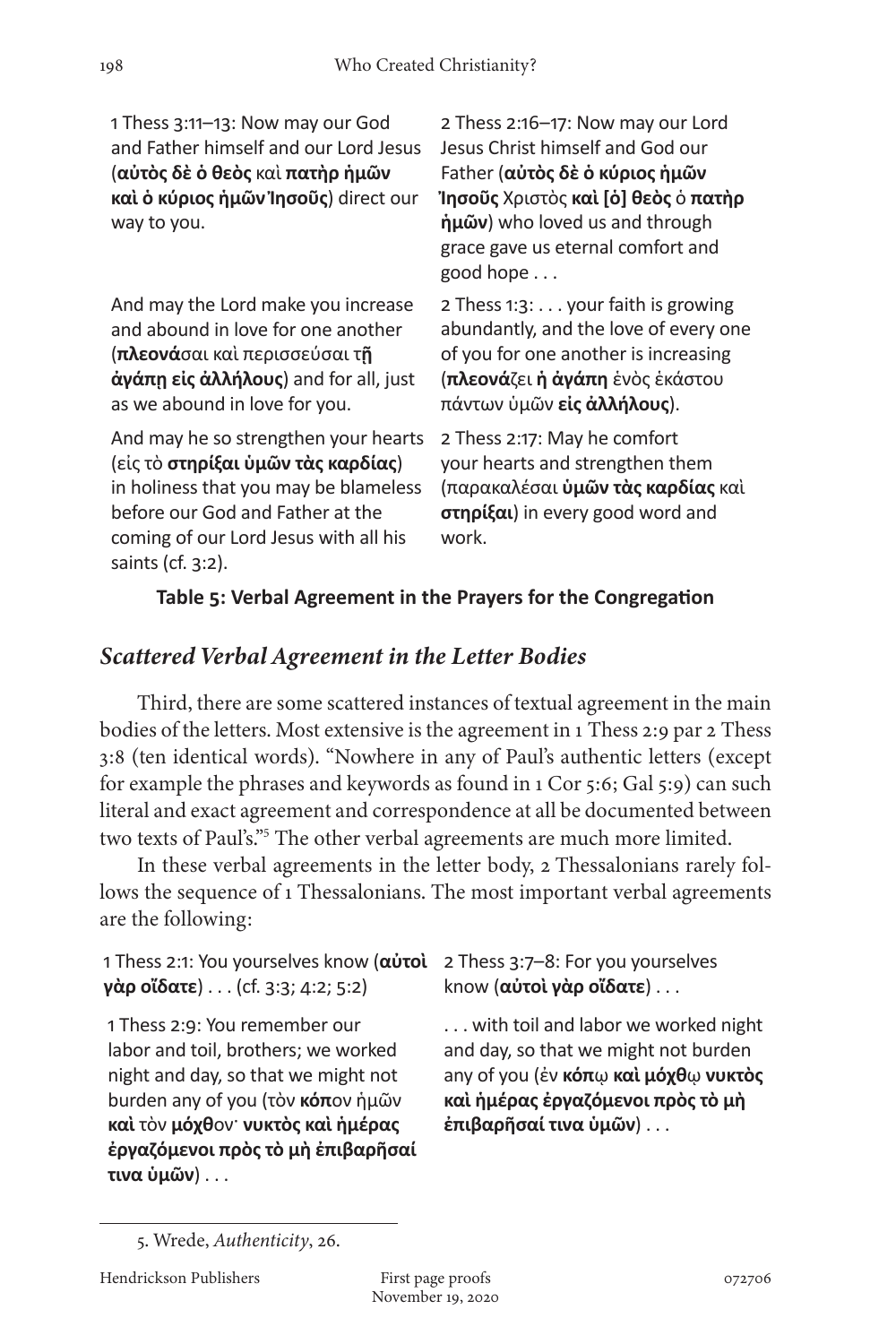| 1 Thess 3:11–13: Now may our God and Father himself and our Lord Jesus (**αὐτὸς δὲ ὁ θεὸς** καὶ **πατὴρ ἡμῶν καὶ ὁ κύριος ἡμῶν Ἰησοῦς**) direct our way to you. | 2 Thess 2:16–17: Now may our Lord Jesus Christ himself and God our Father (**αὐτὸς δὲ ὁ κύριος ἡμῶν Ἰησοῦς** Χριστὸς **καὶ [ὁ] θεὸς** ὁ **πατὴρ ἡμῶν**) who loved us and through grace gave us eternal comfort and good hope . . . |
|---|---|
| And may the Lord make you increase and abound in love for one another (**πλεονά**σαι καὶ περισσεύσαι τ**ῇ ἀγάπῃ εἰς ἀλλήλους**) and for all, just as we abound in love for you. | 2 Thess 1:3: . . . your faith is growing abundantly, and the love of every one of you for one another is increasing (**πλεονά**ζει **ἡ ἀγάπη** ἑνὸς ἑκάστου πάντων ὑμῶν **εἰς ἀλλήλους**). |
| And may he so strengthen your hearts (εἰς τὸ **στηρίξαι ὑμῶν τὰς καρδίας**) in holiness that you may be blameless before our God and Father at the coming of our Lord Jesus with all his saints (cf. 3:2). | 2 Thess 2:17: May he comfort your hearts and strengthen them (παρακαλέσαι **ὑμῶν τὰς καρδίας** καὶ **στηρίξαι**) in every good word and work. |

**Table 5: Verbal Agreement in the Prayers for the Congregation**

## *Scattered Verbal Agreement in the Letter Bodies*

Third, there are some scattered instances of textual agreement in the main bodies of the letters. Most extensive is the agreement in 1 Thess 2:9 par 2 Thess 3:8 (ten identical words). "Nowhere in any of Paul's authentic letters (except for example the phrases and keywords as found in 1 Cor 5:6; Gal 5:9) can such literal and exact agreement and correspondence at all be documented between two texts of Paul's."[5] The other verbal agreements are much more limited.

In these verbal agreements in the letter body, 2 Thessalonians rarely follows the sequence of 1 Thessalonians. The most important verbal agreements are the following:

| 1 Thess 2:1: You yourselves know (**αὐτοὶ γὰρ οἴδατε**) . . . (cf. 3:3; 4:2; 5:2) | 2 Thess 3:7–8: For you yourselves know (**αὐτοὶ γὰρ οἴδατε**) . . . |
|---|---|
| 1 Thess 2:9: You remember our labor and toil, brothers; we worked night and day, so that we might not burden any of you (τὸν **κόπ**ον ἡμῶν **καὶ** τὸν **μόχθ**ον· **νυκτὸς καὶ ἡμέρας ἐργαζόμενοι πρὸς τὸ μὴ ἐπιβαρῆσαί τινα ὑμῶν**) . . . | . . . with toil and labor we worked night and day, so that we might not burden any of you (ἐν **κόπ**ῳ **καὶ μόχθ**ῳ **νυκτὸς καὶ ἡμέρας ἐργαζόμενοι πρὸς τὸ μὴ ἐπιβαρῆσαί τινα ὑμῶν**) . . . |

5. Wrede, *Authenticity*, 26.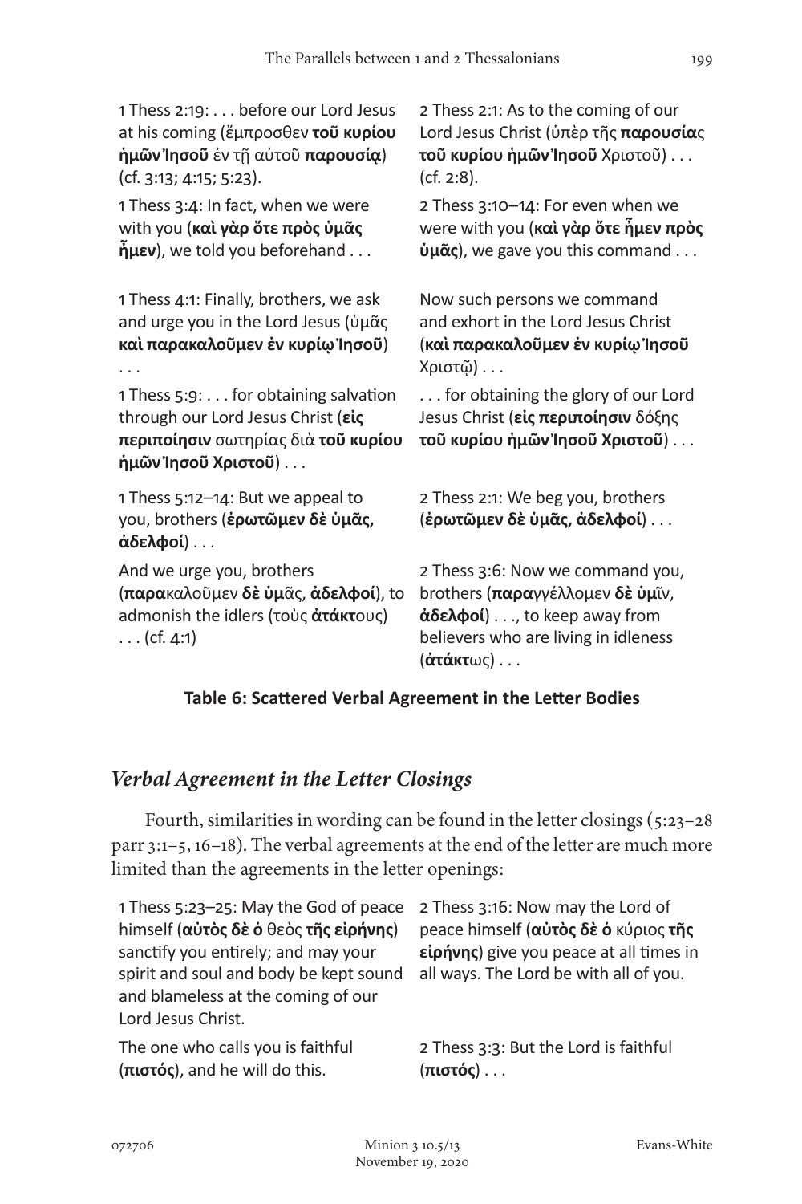| | |
|---|---|
| 1 Thess 2:19: . . . before our Lord Jesus at his coming (ἔμπροσθεν **τοῦ κυρίου ἡμῶν Ἰησοῦ** ἐν τῇ αὐτοῦ **παρουσίᾳ**) (cf. 3:13; 4:15; 5:23). | 2 Thess 2:1: As to the coming of our Lord Jesus Christ (ὑπὲρ τῆς **παρουσία**ς **τοῦ κυρίου ἡμῶν Ἰησοῦ** Χριστοῦ) . . . (cf. 2:8). |
| 1 Thess 3:4: In fact, when we were with you (**καὶ γὰρ ὅτε πρὸς ὑμᾶς ἦμεν**), we told you beforehand . . . | 2 Thess 3:10–14: For even when we were with you (**καὶ γὰρ ὅτε ἦμεν πρὸς ὑμᾶς**), we gave you this command . . . |
| 1 Thess 4:1: Finally, brothers, we ask and urge you in the Lord Jesus (ὑμᾶς **καὶ παρακαλοῦμεν ἐν κυρίῳ Ἰησοῦ**) . . . | Now such persons we command and exhort in the Lord Jesus Christ (**καὶ παρακαλοῦμεν ἐν κυρίῳ Ἰησοῦ** Χριστῷ) . . . |
| 1 Thess 5:9: . . . for obtaining salvation through our Lord Jesus Christ (**εἰς περιποίησιν** σωτηρίας διὰ **τοῦ κυρίου ἡμῶν Ἰησοῦ Χριστοῦ**) . . . | . . . for obtaining the glory of our Lord Jesus Christ (**εἰς περιποίησιν** δόξης **τοῦ κυρίου ἡμῶν Ἰησοῦ Χριστοῦ**) . . . |
| 1 Thess 5:12–14: But we appeal to you, brothers (**ἐρωτῶμεν δὲ ὑμᾶς, ἀδελφοί**) . . . | 2 Thess 2:1: We beg you, brothers (**ἐρωτῶμεν δὲ ὑμᾶς, ἀδελφοί**) . . . |
| And we urge you, brothers (**παρα**καλοῦμεν **δὲ ὑμ**ᾶς, **ἀδελφοί**), to admonish the idlers (τοὺς **ἀτάκτ**ους) . . . (cf. 4:1) | 2 Thess 3:6: Now we command you, brothers (**παρα**γγέλλομεν **δὲ ὑμ**ῖν, **ἀδελφοί**) . . ., to keep away from believers who are living in idleness (**ἀτάκτ**ως) . . . |

**Table 6: Scattered Verbal Agreement in the Letter Bodies**

## *Verbal Agreement in the Letter Closings*

Fourth, similarities in wording can be found in the letter closings (5:23–28 parr 3:1–5, 16–18). The verbal agreements at the end of the letter are much more limited than the agreements in the letter openings:

| | |
|---|---|
| 1 Thess 5:23–25: May the God of peace himself (**αὐτὸς δὲ ὁ** θεὸς **τῆς εἰρήνης**) sanctify you entirely; and may your spirit and soul and body be kept sound and blameless at the coming of our Lord Jesus Christ. | 2 Thess 3:16: Now may the Lord of peace himself (**αὐτὸς δὲ ὁ** κύριος **τῆς εἰρήνης**) give you peace at all times in all ways. The Lord be with all of you. |
| The one who calls you is faithful (**πιστός**), and he will do this. | 2 Thess 3:3: But the Lord is faithful (**πιστός**) . . . |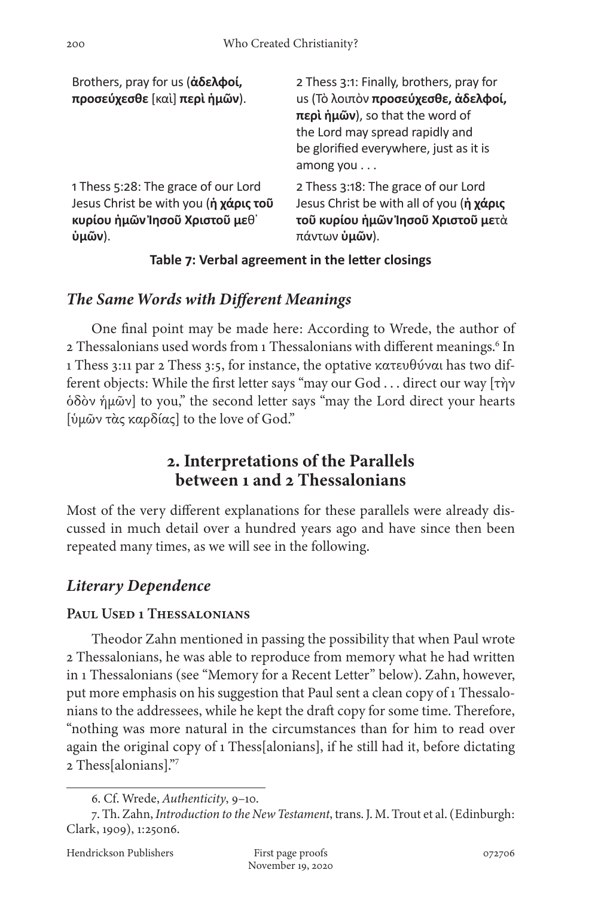| | |
|---|---|
| Brothers, pray for us (**ἀδελφοί, προσεύχεσθε** [καὶ] **περὶ ἡμῶν**). | 2 Thess 3:1: Finally, brothers, pray for us (Τὸ λοιπὸν **προσεύχεσθε, ἀδελφοί, περὶ ἡμῶν**), so that the word of the Lord may spread rapidly and be glorified everywhere, just as it is among you . . . |
| 1 Thess 5:28: The grace of our Lord Jesus Christ be with you (**ἡ χάρις τοῦ κυρίου ἡμῶν Ἰησοῦ Χριστοῦ με**θ᾽ **ὑμῶν**). | 2 Thess 3:18: The grace of our Lord Jesus Christ be with all of you (**ἡ χάρις τοῦ κυρίου ἡμῶν Ἰησοῦ Χριστοῦ με**τὰ πάντων **ὑμῶν**). |

**Table 7: Verbal agreement in the letter closings**

### *The Same Words with Different Meanings*

One final point may be made here: According to Wrede, the author of 2 Thessalonians used words from 1 Thessalonians with different meanings.[6] In 1 Thess 3:11 par 2 Thess 3:5, for instance, the optative κατευθύναι has two different objects: While the first letter says "may our God . . . direct our way [τὴν ὁδὸν ἡμῶν] to you," the second letter says "may the Lord direct your hearts [ὑμῶν τὰς καρδίας] to the love of God."

## 2. Interpretations of the Parallels between 1 and 2 Thessalonians

Most of the very different explanations for these parallels were already discussed in much detail over a hundred years ago and have since then been repeated many times, as we will see in the following.

### *Literary Dependence*

#### Paul Used 1 Thessalonians

Theodor Zahn mentioned in passing the possibility that when Paul wrote 2 Thessalonians, he was able to reproduce from memory what he had written in 1 Thessalonians (see "Memory for a Recent Letter" below). Zahn, however, put more emphasis on his suggestion that Paul sent a clean copy of 1 Thessalonians to the addressees, while he kept the draft copy for some time. Therefore, "nothing was more natural in the circumstances than for him to read over again the original copy of 1 Thess[alonians], if he still had it, before dictating 2 Thess[alonians]."[7]

---

6. Cf. Wrede, *Authenticity*, 9–10.

7. Th. Zahn, *Introduction to the New Testament*, trans. J. M. Trout et al. (Edinburgh: Clark, 1909), 1:250n6.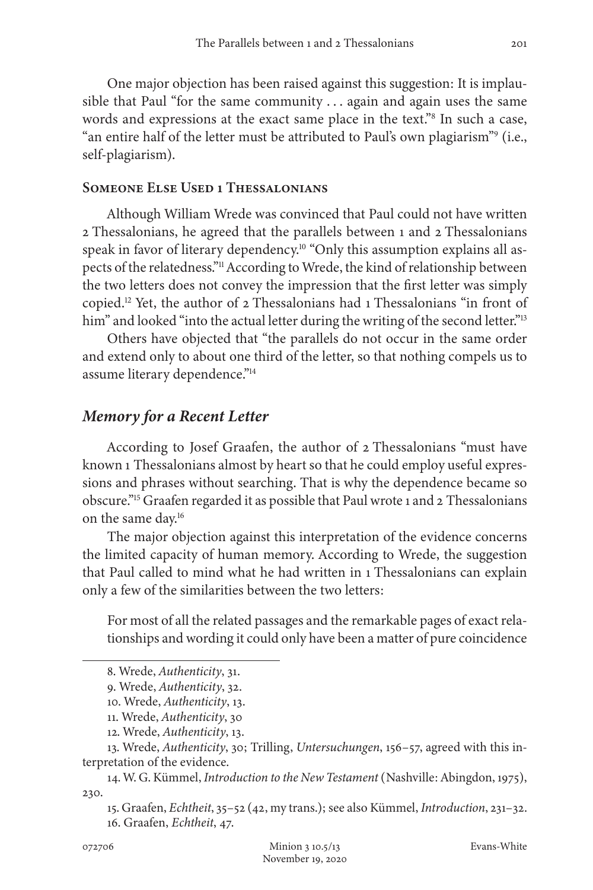One major objection has been raised against this suggestion: It is implausible that Paul "for the same community . . . again and again uses the same words and expressions at the exact same place in the text."[8] In such a case, "an entire half of the letter must be attributed to Paul's own plagiarism"[9] (i.e., self-plagiarism).

### Someone Else Used 1 Thessalonians

Although William Wrede was convinced that Paul could not have written 2 Thessalonians, he agreed that the parallels between 1 and 2 Thessalonians speak in favor of literary dependency.[10] "Only this assumption explains all aspects of the relatedness."[11] According to Wrede, the kind of relationship between the two letters does not convey the impression that the first letter was simply copied.[12] Yet, the author of 2 Thessalonians had 1 Thessalonians "in front of him" and looked "into the actual letter during the writing of the second letter."[13]

Others have objected that "the parallels do not occur in the same order and extend only to about one third of the letter, so that nothing compels us to assume literary dependence."[14]

## *Memory for a Recent Letter*

According to Josef Graafen, the author of 2 Thessalonians "must have known 1 Thessalonians almost by heart so that he could employ useful expressions and phrases without searching. That is why the dependence became so obscure."[15] Graafen regarded it as possible that Paul wrote 1 and 2 Thessalonians on the same day.[16]

The major objection against this interpretation of the evidence concerns the limited capacity of human memory. According to Wrede, the suggestion that Paul called to mind what he had written in 1 Thessalonians can explain only a few of the similarities between the two letters:

> For most of all the related passages and the remarkable pages of exact relationships and wording it could only have been a matter of pure coincidence

---

8. Wrede, *Authenticity*, 31.

9. Wrede, *Authenticity*, 32.

10. Wrede, *Authenticity*, 13.

11. Wrede, *Authenticity*, 30

12. Wrede, *Authenticity*, 13.

13. Wrede, *Authenticity*, 30; Trilling, *Untersuchungen*, 156–57, agreed with this interpretation of the evidence.

14. W. G. Kümmel, *Introduction to the New Testament* (Nashville: Abingdon, 1975), 230.

15. Graafen, *Echtheit*, 35–52 (42, my trans.); see also Kümmel, *Introduction*, 231–32.

16. Graafen, *Echtheit*, 47.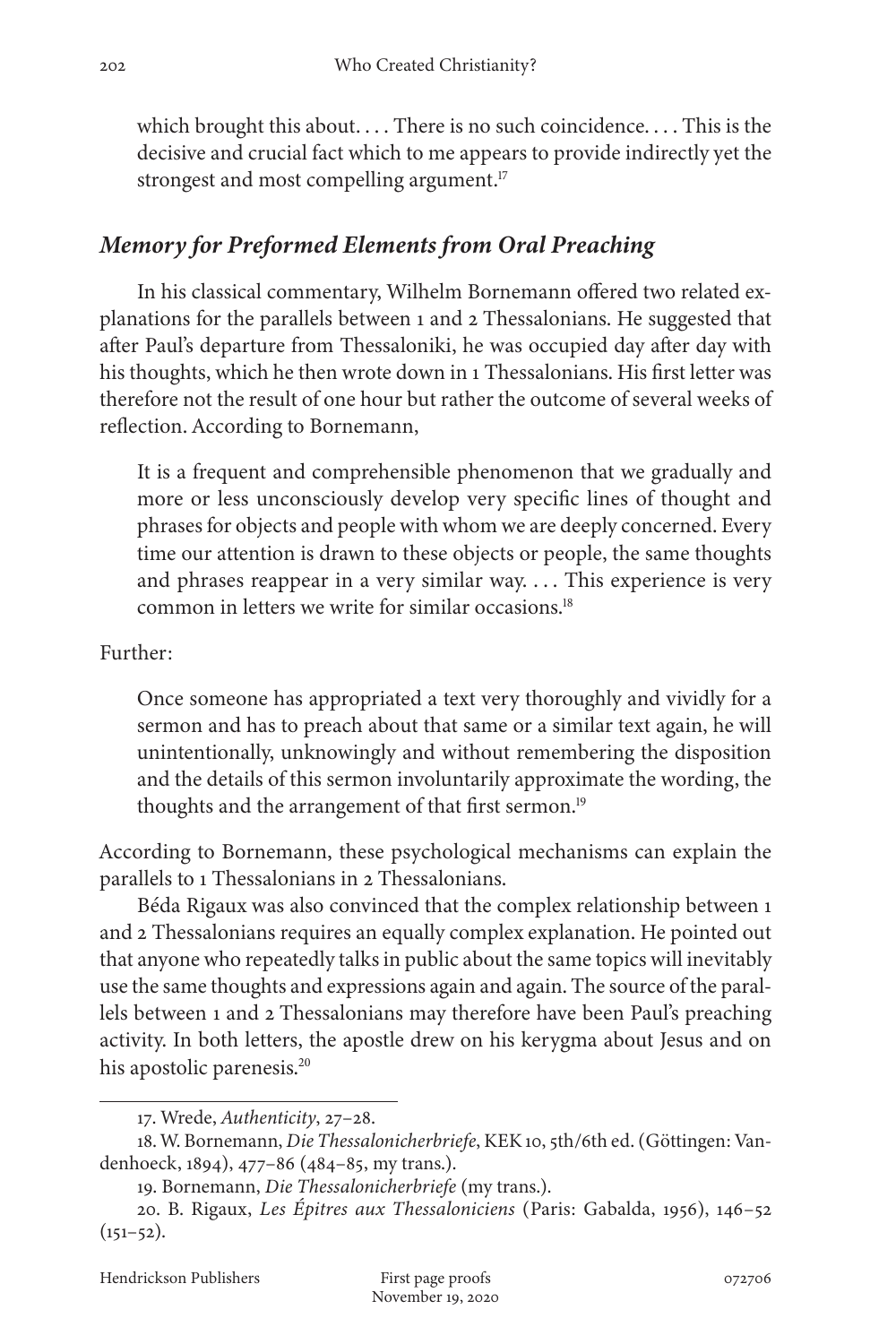which brought this about. . . . There is no such coincidence. . . . This is the decisive and crucial fact which to me appears to provide indirectly yet the strongest and most compelling argument.[17]

### *Memory for Preformed Elements from Oral Preaching*

In his classical commentary, Wilhelm Bornemann offered two related explanations for the parallels between 1 and 2 Thessalonians. He suggested that after Paul's departure from Thessaloniki, he was occupied day after day with his thoughts, which he then wrote down in 1 Thessalonians. His first letter was therefore not the result of one hour but rather the outcome of several weeks of reflection. According to Bornemann,

> It is a frequent and comprehensible phenomenon that we gradually and more or less unconsciously develop very specific lines of thought and phrases for objects and people with whom we are deeply concerned. Every time our attention is drawn to these objects or people, the same thoughts and phrases reappear in a very similar way. . . . This experience is very common in letters we write for similar occasions.[18]

Further:

> Once someone has appropriated a text very thoroughly and vividly for a sermon and has to preach about that same or a similar text again, he will unintentionally, unknowingly and without remembering the disposition and the details of this sermon involuntarily approximate the wording, the thoughts and the arrangement of that first sermon.[19]

According to Bornemann, these psychological mechanisms can explain the parallels to 1 Thessalonians in 2 Thessalonians.

Béda Rigaux was also convinced that the complex relationship between 1 and 2 Thessalonians requires an equally complex explanation. He pointed out that anyone who repeatedly talks in public about the same topics will inevitably use the same thoughts and expressions again and again. The source of the parallels between 1 and 2 Thessalonians may therefore have been Paul's preaching activity. In both letters, the apostle drew on his kerygma about Jesus and on his apostolic parenesis.[20]

---

17. Wrede, *Authenticity*, 27–28.

18. W. Bornemann, *Die Thessalonicherbriefe*, KEK 10, 5th/6th ed. (Göttingen: Vandenhoeck, 1894), 477–86 (484–85, my trans.).

19. Bornemann, *Die Thessalonicherbriefe* (my trans.).

20. B. Rigaux, *Les Épitres aux Thessaloniciens* (Paris: Gabalda, 1956), 146–52 (151–52).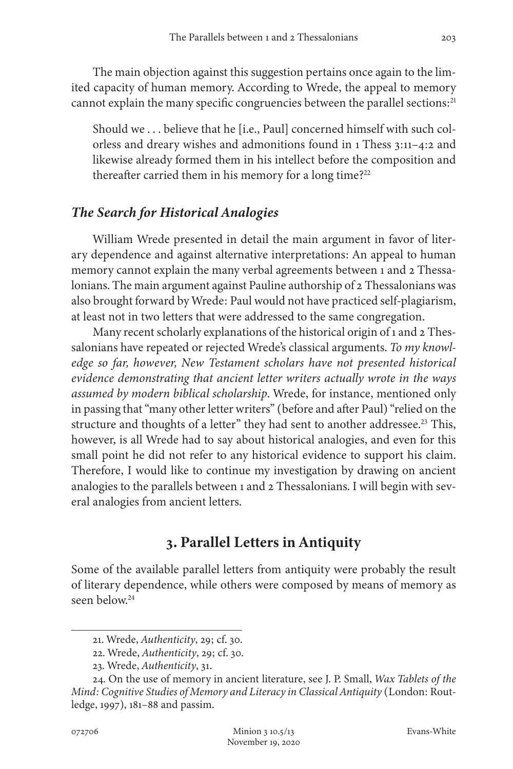The main objection against this suggestion pertains once again to the limited capacity of human memory. According to Wrede, the appeal to memory cannot explain the many specific congruencies between the parallel sections:[21]

> Should we . . . believe that he [i.e., Paul] concerned himself with such colorless and dreary wishes and admonitions found in 1 Thess 3:11–4:2 and likewise already formed them in his intellect before the composition and thereafter carried them in his memory for a long time?[22]

### *The Search for Historical Analogies*

William Wrede presented in detail the main argument in favor of literary dependence and against alternative interpretations: An appeal to human memory cannot explain the many verbal agreements between 1 and 2 Thessalonians. The main argument against Pauline authorship of 2 Thessalonians was also brought forward by Wrede: Paul would not have practiced self-plagiarism, at least not in two letters that were addressed to the same congregation.

Many recent scholarly explanations of the historical origin of 1 and 2 Thessalonians have repeated or rejected Wrede's classical arguments. *To my knowledge so far, however, New Testament scholars have not presented historical evidence demonstrating that ancient letter writers actually wrote in the ways assumed by modern biblical scholarship*. Wrede, for instance, mentioned only in passing that "many other letter writers" (before and after Paul) "relied on the structure and thoughts of a letter" they had sent to another addressee.[23] This, however, is all Wrede had to say about historical analogies, and even for this small point he did not refer to any historical evidence to support his claim. Therefore, I would like to continue my investigation by drawing on ancient analogies to the parallels between 1 and 2 Thessalonians. I will begin with several analogies from ancient letters.

## 3. Parallel Letters in Antiquity

Some of the available parallel letters from antiquity were probably the result of literary dependence, while others were composed by means of memory as seen below.[24]

---

21. Wrede, *Authenticity*, 29; cf. 30.

22. Wrede, *Authenticity*, 29; cf. 30.

23. Wrede, *Authenticity*, 31.

24. On the use of memory in ancient literature, see J. P. Small, *Wax Tablets of the Mind: Cognitive Studies of Memory and Literacy in Classical Antiquity* (London: Routledge, 1997), 181–88 and passim.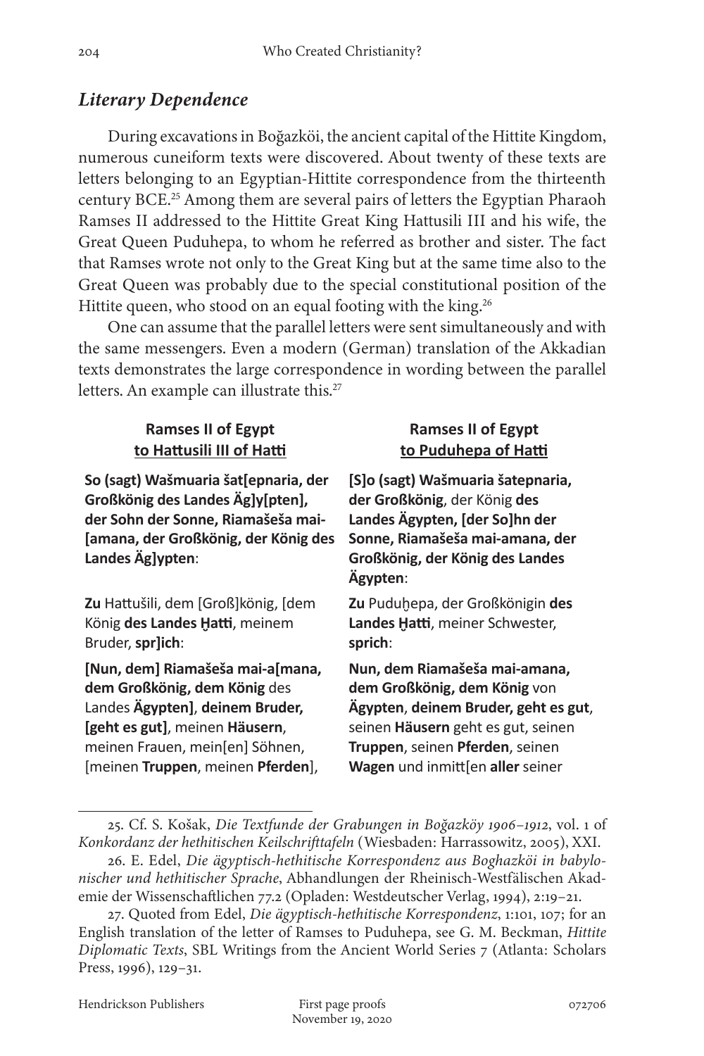## *Literary Dependence*

During excavations in Boğazköi, the ancient capital of the Hittite Kingdom, numerous cuneiform texts were discovered. About twenty of these texts are letters belonging to an Egyptian-Hittite correspondence from the thirteenth century BCE.[25] Among them are several pairs of letters the Egyptian Pharaoh Ramses II addressed to the Hittite Great King Hattusili III and his wife, the Great Queen Puduhepa, to whom he referred as brother and sister. The fact that Ramses wrote not only to the Great King but at the same time also to the Great Queen was probably due to the special constitutional position of the Hittite queen, who stood on an equal footing with the king.[26]

One can assume that the parallel letters were sent simultaneously and with the same messengers. Even a modern (German) translation of the Akkadian texts demonstrates the large correspondence in wording between the parallel letters. An example can illustrate this.[27]

| **Ramses II of Egypt to Hattusili III of Hatti** | **Ramses II of Egypt to Puduhepa of Hatti** |
|---|---|
| **So (sagt) Wašmuaria šat[epnaria, der Großkönig des Landes Äg]y[pten], der Sohn der Sonne, Riamašeša mai-[amana, der Großkönig, der König des Landes Äg]ypten**: | **[S]o (sagt) Wašmuaria šatepnaria, der Großkönig**, der König **des Landes Ägypten, [der So]hn der Sonne, Riamašeša mai-amana, der Großkönig, der König des Landes Ägypten**: |
| **Zu** Hattušili, dem [Groß]könig, [dem König **des Landes Ḫatti**, meinem Bruder, **spr]ich**: | **Zu** Puduḫepa, der Großkönigin **des Landes Ḫatti**, meiner Schwester, **sprich**: |
| **[Nun, dem] Riamašeša mai-a[mana, dem Großkönig, dem König** des Landes **Ägypten]**, **deinem Bruder, [geht es gut]**, meinen **Häusern**, meinen Frauen, mein[en] Söhnen, [meinen **Truppen**, meinen **Pferden**], | **Nun, dem Riamašeša mai-amana, dem Großkönig, dem König** von **Ägypten**, **deinem Bruder, geht es gut**, seinen **Häusern** geht es gut, seinen **Truppen**, seinen **Pferden**, seinen **Wagen** und inmitt[en **aller** seiner |

---

25. Cf. S. Košak, *Die Textfunde der Grabungen in Boğazköy 1906–1912*, vol. 1 of *Konkordanz der hethitischen Keilschrifttafeln* (Wiesbaden: Harrassowitz, 2005), XXI.

26. E. Edel, *Die ägyptisch-hethitische Korrespondenz aus Boghazköi in babylonischer und hethitischer Sprache*, Abhandlungen der Rheinisch-Westfälischen Akademie der Wissenschaftlichen 77.2 (Opladen: Westdeutscher Verlag, 1994), 2:19–21.

27. Quoted from Edel, *Die ägyptisch-hethitische Korrespondenz*, 1:101, 107; for an English translation of the letter of Ramses to Puduhepa, see G. M. Beckman, *Hittite Diplomatic Texts*, SBL Writings from the Ancient World Series 7 (Atlanta: Scholars Press, 1996), 129–31.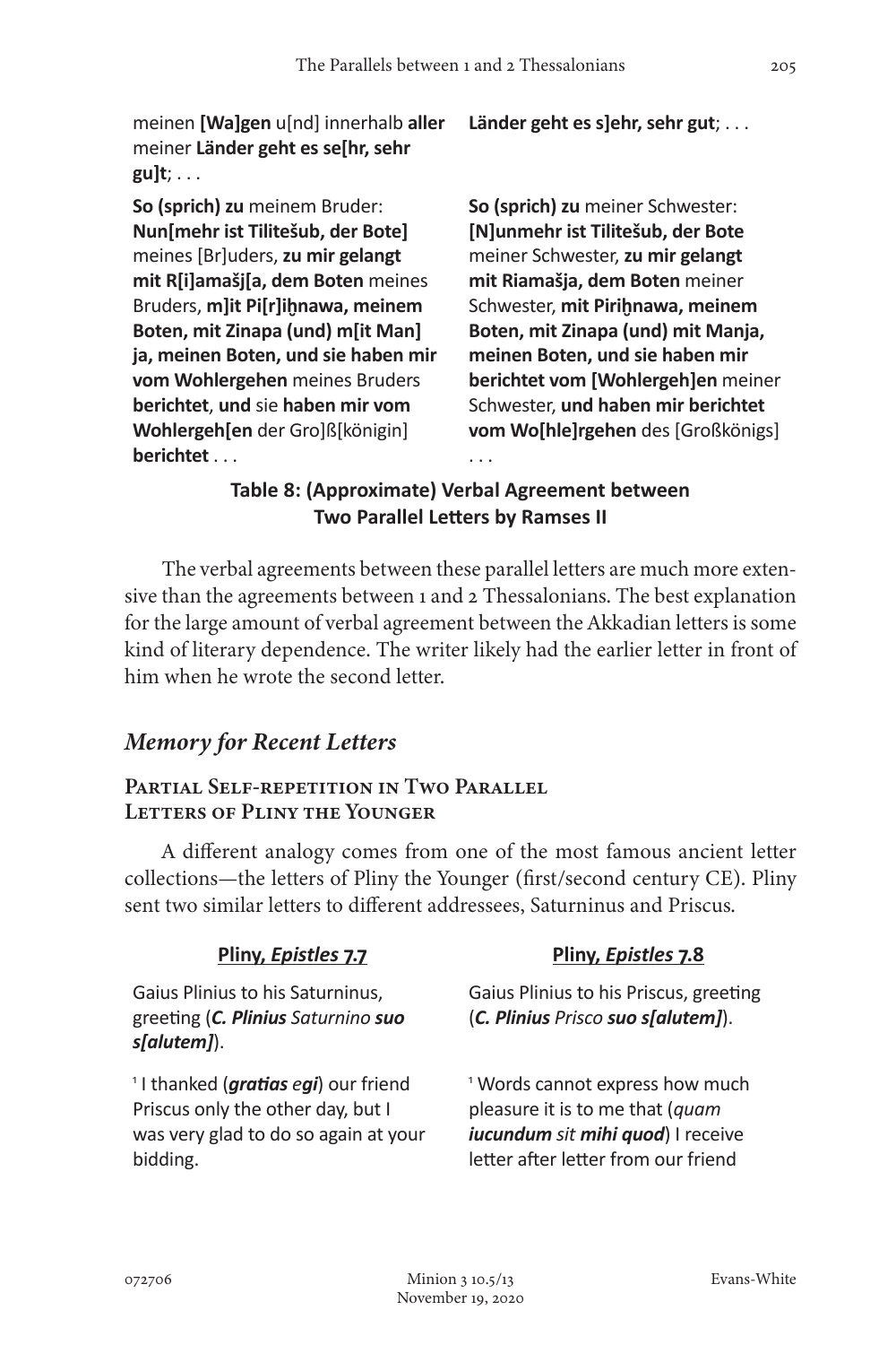| | |
|---|---|
| meinen **[Wa]gen** u[nd] innerhalb **aller** meiner **Länder geht es se[hr, sehr gu]t**; . . . | **Länder geht es s]ehr, sehr gut**; . . . |
| **So (sprich) zu** meinem Bruder: **Nun[mehr ist Tilitešub, der Bote]** meines [Br]uders, **zu mir gelangt mit R[i]amašj[a, dem Boten** meines Bruders, **m]it Pi[r]iḫnawa, meinem Boten, mit Zinapa (und) m[it Man] ja, meinen Boten, und sie haben mir vom Wohlergehen** meines Bruders **berichtet**, **und** sie **haben mir vom Wohlergeh[en** der Gro]ß[königin] **berichtet** . . . | **So (sprich) zu** meiner Schwester: **[N]unmehr ist Tilitešub, der Bote** meiner Schwester, **zu mir gelangt mit Riamašja, dem Boten** meiner Schwester, **mit Piriḫnawa, meinem Boten, mit Zinapa (und) mit Manja, meinen Boten, und sie haben mir berichtet vom [Wohlergeh]en** meiner Schwester, **und haben mir berichtet vom Wo[hle]rgehen** des [Großkönigs] . . . |

**Table 8: (Approximate) Verbal Agreement between Two Parallel Letters by Ramses II**

The verbal agreements between these parallel letters are much more extensive than the agreements between 1 and 2 Thessalonians. The best explanation for the large amount of verbal agreement between the Akkadian letters is some kind of literary dependence. The writer likely had the earlier letter in front of him when he wrote the second letter.

## *Memory for Recent Letters*

### Partial Self-repetition in Two Parallel Letters of Pliny the Younger

A different analogy comes from one of the most famous ancient letter collections—the letters of Pliny the Younger (first/second century CE). Pliny sent two similar letters to different addressees, Saturninus and Priscus.

| **Pliny, *Epistles* 7.7** | **Pliny, *Epistles* 7.8** |
|---|---|
| Gaius Plinius to his Saturninus, greeting (***C. Plinius*** *Saturnino* ***suo s[alutem]***). | Gaius Plinius to his Priscus, greeting (***C. Plinius*** *Prisco* ***suo s[alutem]***). |
| [1] I thanked (***gratias egi***) our friend Priscus only the other day, but I was very glad to do so again at your bidding. | [1] Words cannot express how much pleasure it is to me that (*quam* ***iucundum*** *sit* ***mihi quod***) I receive letter after letter from our friend |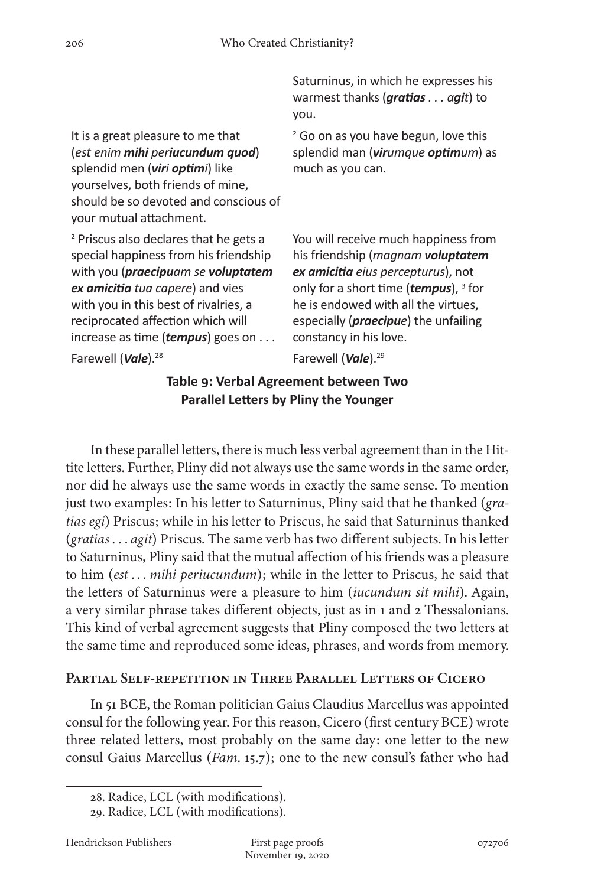| | |
|---|---|
| | Saturninus, in which he expresses his warmest thanks (***gratias** . . . a**git***) to you. |
| It is a great pleasure to me that (*est enim **mihi** per**iucundum quod***) splendid men (***viri optim**i*) like yourselves, both friends of mine, should be so devoted and conscious of your mutual attachment. | [2] Go on as you have begun, love this splendid man (***vir**umque **optim**um*) as much as you can. |
| [2] Priscus also declares that he gets a special happiness from his friendship with you (***praecipu**am se **voluptatem ex amicitia** tua capere*) and vies with you in this best of rivalries, a reciprocated affection which will increase as time (***tempus***) goes on . . . | You will receive much happiness from his friendship (*magnam **voluptatem ex amicitia** eius percepturus*), not only for a short time (***tempus***), [3] for he is endowed with all the virtues, especially (***praecipu**e*) the unfailing constancy in his love. |
| Farewell (***Vale***).[28] | Farewell (***Vale***).[29] |

**Table 9: Verbal Agreement between Two Parallel Letters by Pliny the Younger**

In these parallel letters, there is much less verbal agreement than in the Hittite letters. Further, Pliny did not always use the same words in the same order, nor did he always use the same words in exactly the same sense. To mention just two examples: In his letter to Saturninus, Pliny said that he thanked (*gratias egi*) Priscus; while in his letter to Priscus, he said that Saturninus thanked (*gratias . . . agit*) Priscus. The same verb has two different subjects. In his letter to Saturninus, Pliny said that the mutual affection of his friends was a pleasure to him (*est . . . mihi periucundum*); while in the letter to Priscus, he said that the letters of Saturninus were a pleasure to him (*iucundum sit mihi*). Again, a very similar phrase takes different objects, just as in 1 and 2 Thessalonians. This kind of verbal agreement suggests that Pliny composed the two letters at the same time and reproduced some ideas, phrases, and words from memory.

## Partial Self-repetition in Three Parallel Letters of Cicero

In 51 BCE, the Roman politician Gaius Claudius Marcellus was appointed consul for the following year. For this reason, Cicero (first century BCE) wrote three related letters, most probably on the same day: one letter to the new consul Gaius Marcellus (*Fam.* 15.7); one to the new consul's father who had

28. Radice, LCL (with modifications).

29. Radice, LCL (with modifications).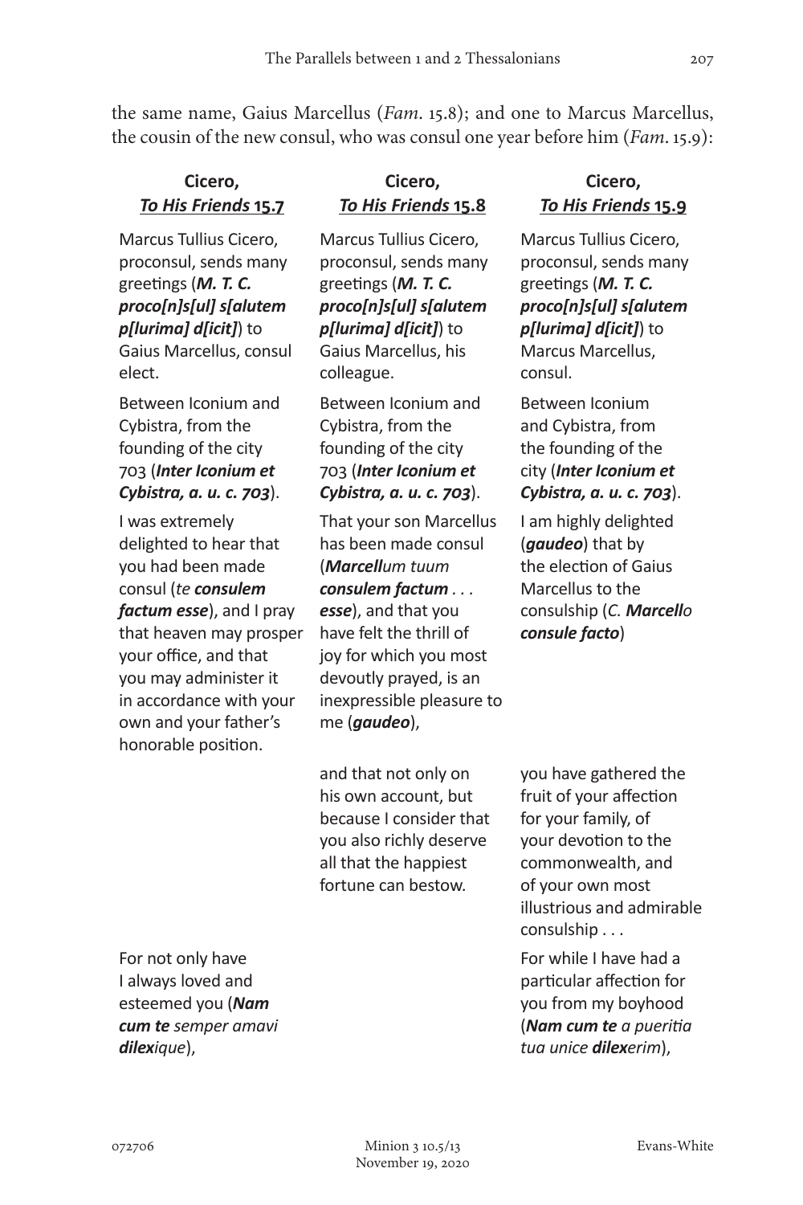the same name, Gaius Marcellus (*Fam*. 15.8); and one to Marcus Marcellus, the cousin of the new consul, who was consul one year before him (*Fam*. 15.9):

| **Cicero, *To His Friends* 15.7** | **Cicero, *To His Friends* 15.8** | **Cicero, *To His Friends* 15.9** |
|---|---|---|
| Marcus Tullius Cicero, proconsul, sends many greetings (***M. T. C. proco[n]s[ul] s[alutem p[lurima] d[icit]***) to Gaius Marcellus, consul elect. | Marcus Tullius Cicero, proconsul, sends many greetings (***M. T. C. proco[n]s[ul] s[alutem p[lurima] d[icit]***) to Gaius Marcellus, his colleague. | Marcus Tullius Cicero, proconsul, sends many greetings (***M. T. C. proco[n]s[ul] s[alutem p[lurima] d[icit]***) to Marcus Marcellus, consul. |
| Between Iconium and Cybistra, from the founding of the city 703 (***Inter Iconium et Cybistra, a. u. c. 703***). | Between Iconium and Cybistra, from the founding of the city 703 (***Inter Iconium et Cybistra, a. u. c. 703***). | Between Iconium and Cybistra, from the founding of the city (***Inter Iconium et Cybistra, a. u. c. 703***). |
| I was extremely delighted to hear that you had been made consul (*te* ***consulem factum esse***), and I pray that heaven may prosper your office, and that you may administer it in accordance with your own and your father's honorable position. | That your son Marcellus has been made consul (***Marcell****um tuum* ***consulem factum*** *. . .* ***esse***), and that you have felt the thrill of joy for which you most devoutly prayed, is an inexpressible pleasure to me (***gaudeo***), | I am highly delighted (***gaudeo***) that by the election of Gaius Marcellus to the consulship (*C.* ***Marcell****o* ***consule facto***) |
| | and that not only on his own account, but because I consider that you also richly deserve all that the happiest fortune can bestow. | you have gathered the fruit of your affection for your family, of your devotion to the commonwealth, and of your own most illustrious and admirable consulship . . . |
| For not only have I always loved and esteemed you (***Nam cum te*** *semper amavi* ***dilex****ique*), | | For while I have had a particular affection for you from my boyhood (***Nam cum te*** *a pueritia tua unice* ***dilex****erim*), |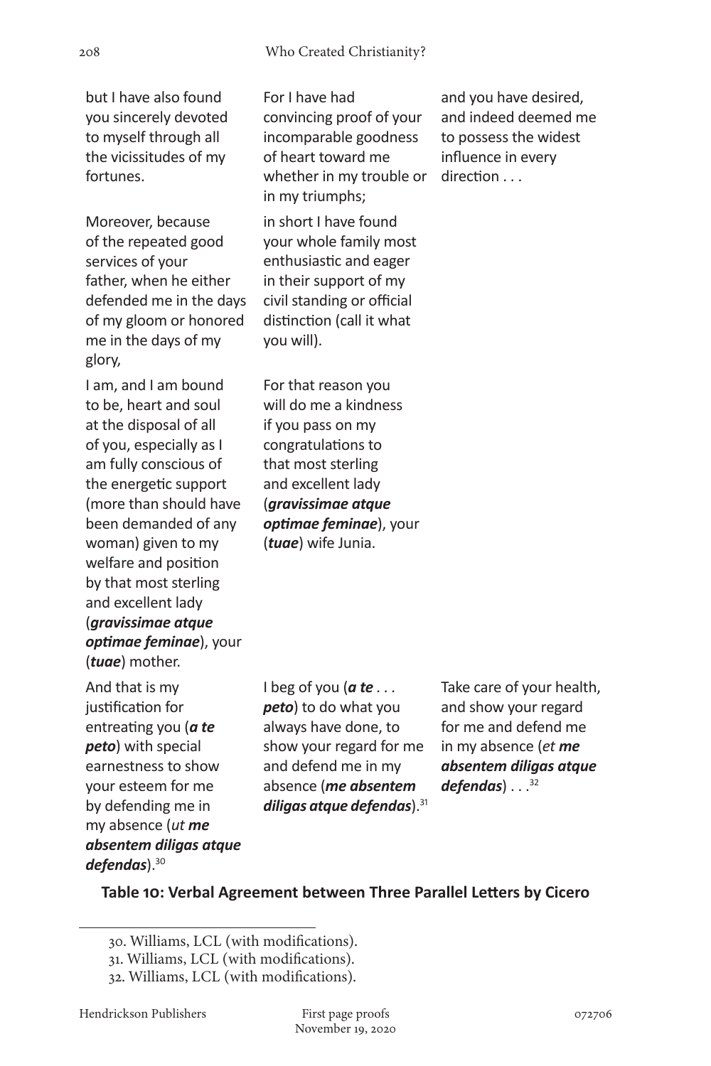| | | |
|---|---|---|
| but I have also found you sincerely devoted to myself through all the vicissitudes of my fortunes. | For I have had convincing proof of your incomparable goodness of heart toward me whether in my trouble or in my triumphs; | and you have desired, and indeed deemed me to possess the widest influence in every direction . . . |
| Moreover, because of the repeated good services of your father, when he either defended me in the days of my gloom or honored me in the days of my glory, | in short I have found your whole family most enthusiastic and eager in their support of my civil standing or official distinction (call it what you will). | |
| I am, and I am bound to be, heart and soul at the disposal of all of you, especially as I am fully conscious of the energetic support (more than should have been demanded of any woman) given to my welfare and position by that most sterling and excellent lady (***gravissimae atque optimae feminae***), your (***tuae***) mother. | For that reason you will do me a kindness if you pass on my congratulations to that most sterling and excellent lady (***gravissimae atque optimae feminae***), your (***tuae***) wife Junia. | |
| And that is my justification for entreating you (***a te peto***) with special earnestness to show your esteem for me by defending me in my absence (*ut* ***me absentem diligas atque defendas***).[30] | I beg of you (***a te*** . . . ***peto***) to do what you always have done, to show your regard for me and defend me in my absence (***me absentem diligas atque defendas***).[31] | Take care of your health, and show your regard for me and defend me in my absence (*et* ***me absentem diligas atque defendas***) . . .[32] |

**Table 10: Verbal Agreement between Three Parallel Letters by Cicero**

30. Williams, LCL (with modifications).

31. Williams, LCL (with modifications).

32. Williams, LCL (with modifications).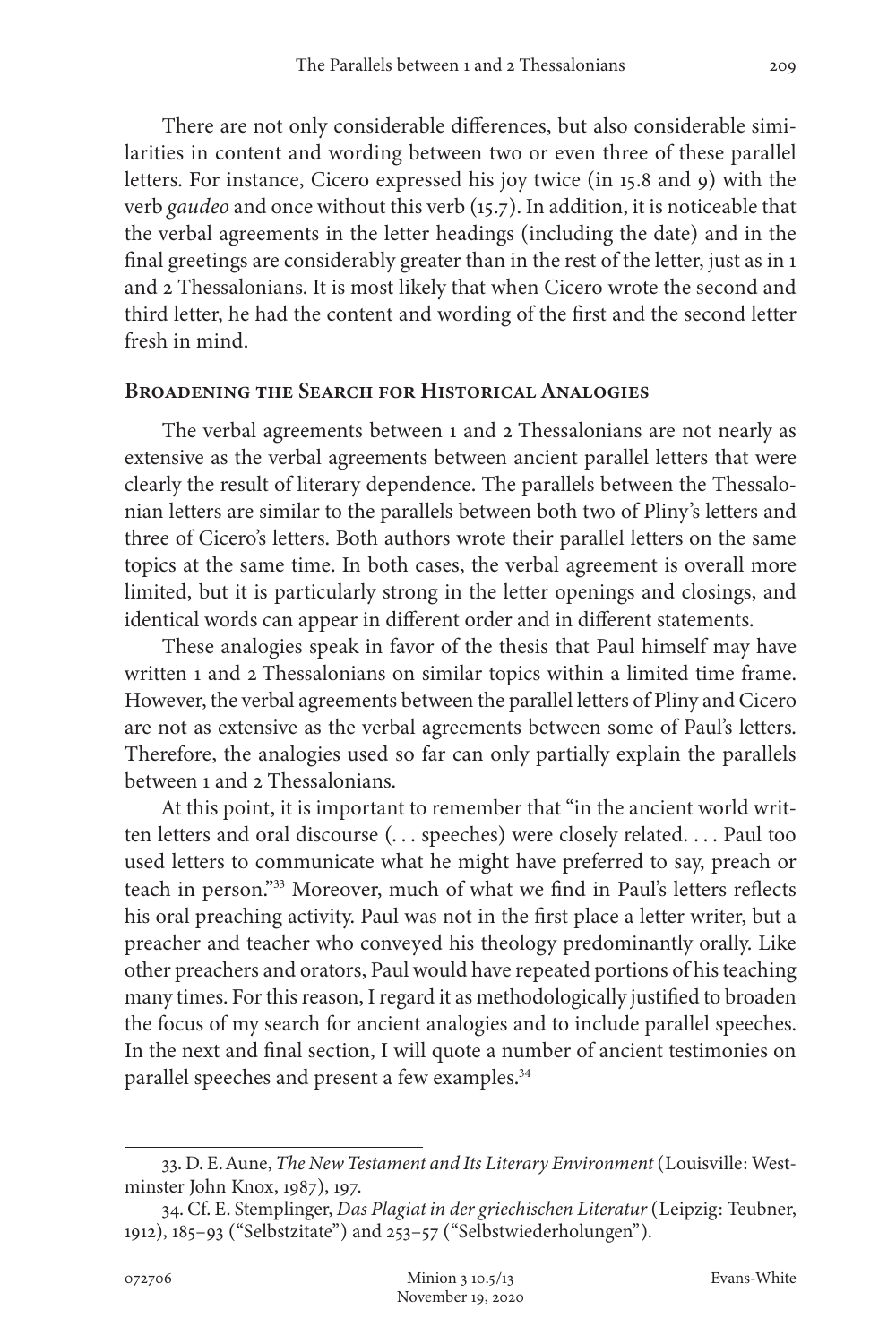There are not only considerable differences, but also considerable similarities in content and wording between two or even three of these parallel letters. For instance, Cicero expressed his joy twice (in 15.8 and 9) with the verb *gaudeo* and once without this verb (15.7). In addition, it is noticeable that the verbal agreements in the letter headings (including the date) and in the final greetings are considerably greater than in the rest of the letter, just as in 1 and 2 Thessalonians. It is most likely that when Cicero wrote the second and third letter, he had the content and wording of the first and the second letter fresh in mind.

## Broadening the Search for Historical Analogies

The verbal agreements between 1 and 2 Thessalonians are not nearly as extensive as the verbal agreements between ancient parallel letters that were clearly the result of literary dependence. The parallels between the Thessalonian letters are similar to the parallels between both two of Pliny's letters and three of Cicero's letters. Both authors wrote their parallel letters on the same topics at the same time. In both cases, the verbal agreement is overall more limited, but it is particularly strong in the letter openings and closings, and identical words can appear in different order and in different statements.

These analogies speak in favor of the thesis that Paul himself may have written 1 and 2 Thessalonians on similar topics within a limited time frame. However, the verbal agreements between the parallel letters of Pliny and Cicero are not as extensive as the verbal agreements between some of Paul's letters. Therefore, the analogies used so far can only partially explain the parallels between 1 and 2 Thessalonians.

At this point, it is important to remember that "in the ancient world written letters and oral discourse (. . . speeches) were closely related. . . . Paul too used letters to communicate what he might have preferred to say, preach or teach in person."[33] Moreover, much of what we find in Paul's letters reflects his oral preaching activity. Paul was not in the first place a letter writer, but a preacher and teacher who conveyed his theology predominantly orally. Like other preachers and orators, Paul would have repeated portions of his teaching many times. For this reason, I regard it as methodologically justified to broaden the focus of my search for ancient analogies and to include parallel speeches. In the next and final section, I will quote a number of ancient testimonies on parallel speeches and present a few examples.[34]

---

33. D. E. Aune, *The New Testament and Its Literary Environment* (Louisville: Westminster John Knox, 1987), 197.

34. Cf. E. Stemplinger, *Das Plagiat in der griechischen Literatur* (Leipzig: Teubner, 1912), 185–93 ("Selbstzitate") and 253–57 ("Selbstwiederholungen").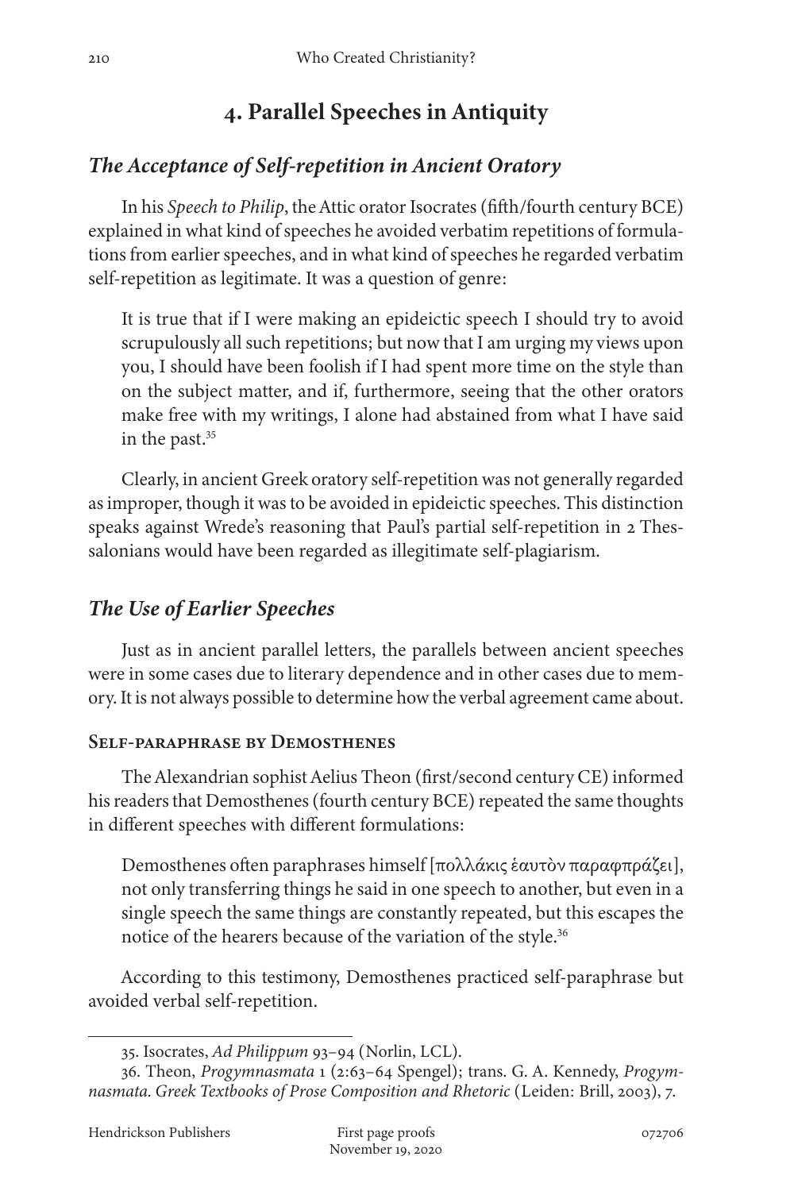## 4. Parallel Speeches in Antiquity

### *The Acceptance of Self-repetition in Ancient Oratory*

In his *Speech to Philip*, the Attic orator Isocrates (fifth/fourth century BCE) explained in what kind of speeches he avoided verbatim repetitions of formulations from earlier speeches, and in what kind of speeches he regarded verbatim self-repetition as legitimate. It was a question of genre:

> It is true that if I were making an epideictic speech I should try to avoid scrupulously all such repetitions; but now that I am urging my views upon you, I should have been foolish if I had spent more time on the style than on the subject matter, and if, furthermore, seeing that the other orators make free with my writings, I alone had abstained from what I have said in the past.[35]

Clearly, in ancient Greek oratory self-repetition was not generally regarded as improper, though it was to be avoided in epideictic speeches. This distinction speaks against Wrede's reasoning that Paul's partial self-repetition in 2 Thessalonians would have been regarded as illegitimate self-plagiarism.

### *The Use of Earlier Speeches*

Just as in ancient parallel letters, the parallels between ancient speeches were in some cases due to literary dependence and in other cases due to memory. It is not always possible to determine how the verbal agreement came about.

#### Self-paraphrase by Demosthenes

The Alexandrian sophist Aelius Theon (first/second century CE) informed his readers that Demosthenes (fourth century BCE) repeated the same thoughts in different speeches with different formulations:

> Demosthenes often paraphrases himself [πολλάκις ἑαυτὸν παραφπράζει], not only transferring things he said in one speech to another, but even in a single speech the same things are constantly repeated, but this escapes the notice of the hearers because of the variation of the style.[36]

According to this testimony, Demosthenes practiced self-paraphrase but avoided verbal self-repetition.

---

35. Isocrates, *Ad Philippum* 93–94 (Norlin, LCL).

36. Theon, *Progymnasmata* 1 (2:63–64 Spengel); trans. G. A. Kennedy, *Progymnasmata. Greek Textbooks of Prose Composition and Rhetoric* (Leiden: Brill, 2003), 7.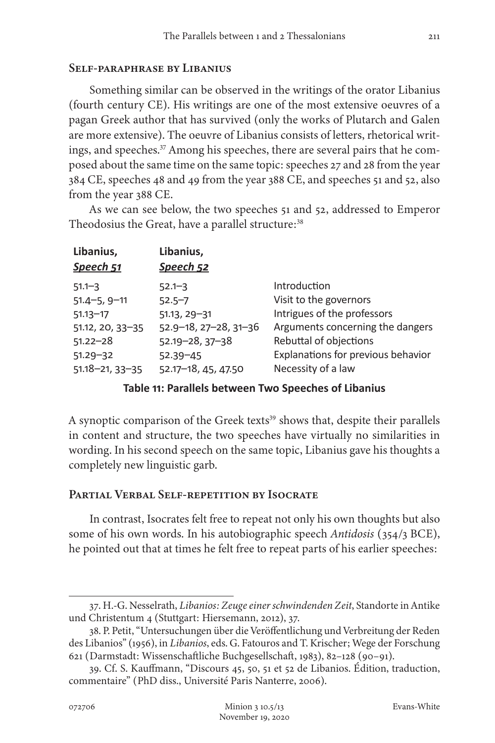## Self-paraphrase by Libanius

Something similar can be observed in the writings of the orator Libanius (fourth century CE). His writings are one of the most extensive oeuvres of a pagan Greek author that has survived (only the works of Plutarch and Galen are more extensive). The oeuvre of Libanius consists of letters, rhetorical writings, and speeches.[37] Among his speeches, there are several pairs that he composed about the same time on the same topic: speeches 27 and 28 from the year 384 CE, speeches 48 and 49 from the year 388 CE, and speeches 51 and 52, also from the year 388 CE.

As we can see below, the two speeches 51 and 52, addressed to Emperor Theodosius the Great, have a parallel structure:[38]

| Libanius, *Speech 51* | Libanius, *Speech 52* | |
|---|---|---|
| 51.1–3 | 52.1–3 | Introduction |
| 51.4–5, 9–11 | 52.5–7 | Visit to the governors |
| 51.13–17 | 51.13, 29–31 | Intrigues of the professors |
| 51.12, 20, 33–35 | 52.9–18, 27–28, 31–36 | Arguments concerning the dangers |
| 51.22–28 | 52.19–28, 37–38 | Rebuttal of objections |
| 51.29–32 | 52.39–45 | Explanations for previous behavior |
| 51.18–21, 33–35 | 52.17–18, 45, 47.50 | Necessity of a law |

**Table 11: Parallels between Two Speeches of Libanius**

A synoptic comparison of the Greek texts[39] shows that, despite their parallels in content and structure, the two speeches have virtually no similarities in wording. In his second speech on the same topic, Libanius gave his thoughts a completely new linguistic garb.

## Partial Verbal Self-repetition by Isocrate

In contrast, Isocrates felt free to repeat not only his own thoughts but also some of his own words. In his autobiographic speech *Antidosis* (354/3 BCE), he pointed out that at times he felt free to repeat parts of his earlier speeches:

---

37. H.-G. Nesselrath, *Libanios: Zeuge einer schwindenden Zeit*, Standorte in Antike und Christentum 4 (Stuttgart: Hiersemann, 2012), 37.

38. P. Petit, "Untersuchungen über die Veröffentlichung und Verbreitung der Reden des Libanios" (1956), in *Libanios*, eds. G. Fatouros and T. Krischer; Wege der Forschung 621 (Darmstadt: Wissenschaftliche Buchgesellschaft, 1983), 82–128 (90–91).

39. Cf. S. Kauffmann, "Discours 45, 50, 51 et 52 de Libanios. Édition, traduction, commentaire" (PhD diss., Université Paris Nanterre, 2006).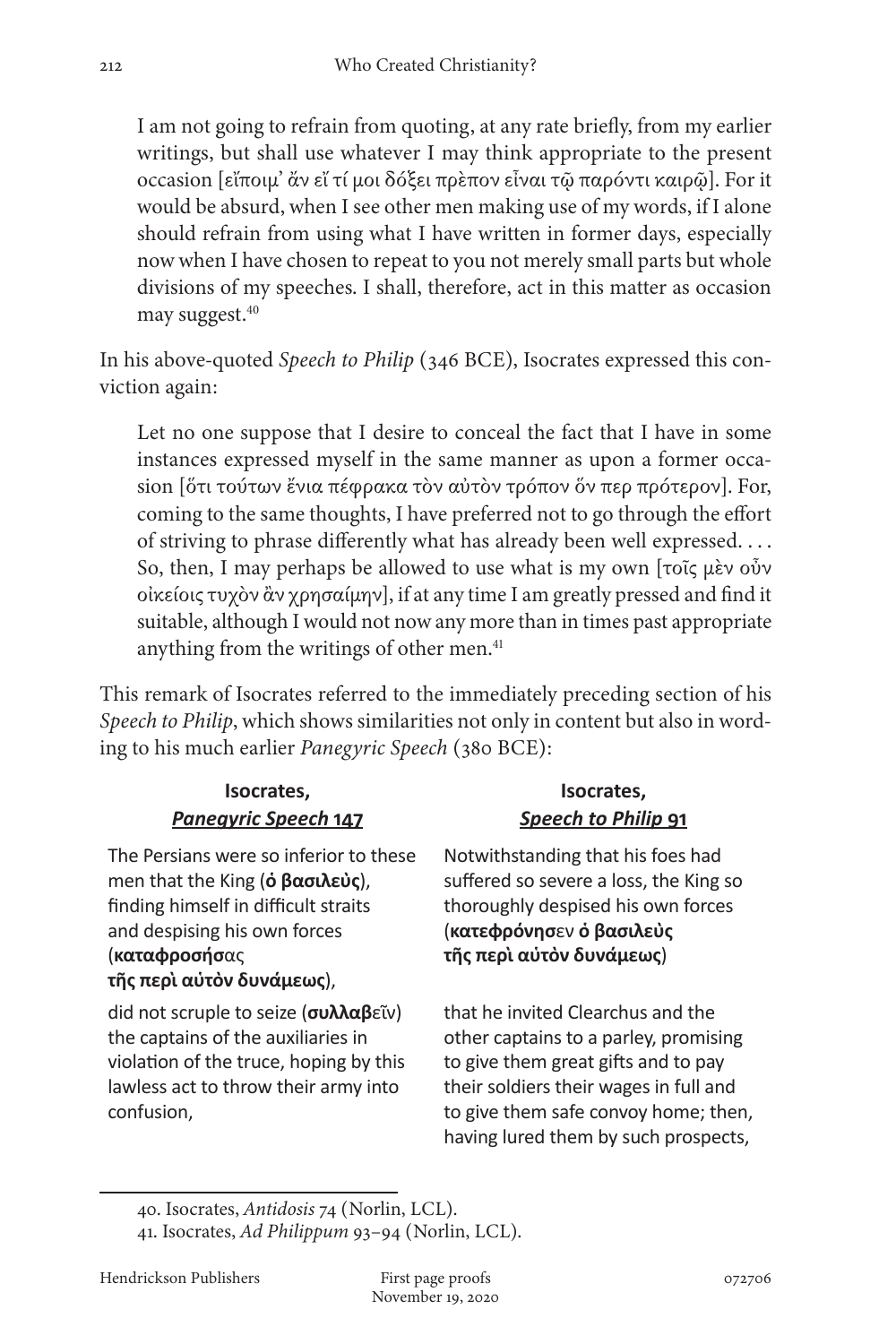I am not going to refrain from quoting, at any rate briefly, from my earlier writings, but shall use whatever I may think appropriate to the present occasion [εἴποιμ' ἂν εἴ τί μοι δόξει πρὲπον εἶναι τῷ παρόντι καιρῷ]. For it would be absurd, when I see other men making use of my words, if I alone should refrain from using what I have written in former days, especially now when I have chosen to repeat to you not merely small parts but whole divisions of my speeches. I shall, therefore, act in this matter as occasion may suggest.[40]

In his above-quoted *Speech to Philip* (346 BCE), Isocrates expressed this conviction again:

> Let no one suppose that I desire to conceal the fact that I have in some instances expressed myself in the same manner as upon a former occasion [ὅτι τούτων ἔνια πέφρακα τὸν αὐτὸν τρόπον ὅν περ πρότερον]. For, coming to the same thoughts, I have preferred not to go through the effort of striving to phrase differently what has already been well expressed. . . . So, then, I may perhaps be allowed to use what is my own [τοῖς μὲν οὖν οἰκείοις τυχὸν ἂν χρησαίμην], if at any time I am greatly pressed and find it suitable, although I would not now any more than in times past appropriate anything from the writings of other men.[41]

This remark of Isocrates referred to the immediately preceding section of his *Speech to Philip*, which shows similarities not only in content but also in wording to his much earlier *Panegyric Speech* (380 BCE):

| **Isocrates, *Panegyric Speech* 147** | **Isocrates, *Speech to Philip* 91** |
|---|---|
| The Persians were so inferior to these men that the King (**ὁ βασιλεὺς**), finding himself in difficult straits and despising his own forces (**καταφροσήσ**ας **τῆς περὶ αὑτὸν δυνάμεως**), | Notwithstanding that his foes had suffered so severe a loss, the King so thoroughly despised his own forces (**κατεφρόνησ**εν **ὁ βασιλεὺς τῆς περὶ αὑτὸν δυνάμεως**) |
| did not scruple to seize (**συλλαβ**εῖν) the captains of the auxiliaries in violation of the truce, hoping by this lawless act to throw their army into confusion, | that he invited Clearchus and the other captains to a parley, promising to give them great gifts and to pay their soldiers their wages in full and to give them safe convoy home; then, having lured them by such prospects, |

40. Isocrates, *Antidosis* 74 (Norlin, LCL).

41. Isocrates, *Ad Philippum* 93–94 (Norlin, LCL).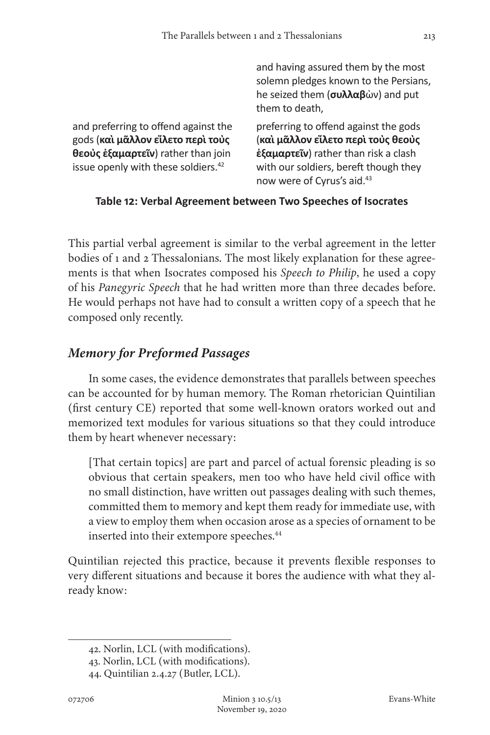| | |
|---|---|
| | and having assured them by the most solemn pledges known to the Persians, he seized them (**συλλαβ**ὼν) and put them to death, |
| and preferring to offend against the gods (**καὶ μᾶλλον εἵλετο περὶ τοὺς θεοὺς ἐξαμαρτεῖν**) rather than join issue openly with these soldiers.[42] | preferring to offend against the gods (**καὶ μᾶλλον εἵλετο περὶ τοὺς θεοὺς ἐξαμαρτεῖν**) rather than risk a clash with our soldiers, bereft though they now were of Cyrus's aid.[43] |

**Table 12: Verbal Agreement between Two Speeches of Isocrates**

This partial verbal agreement is similar to the verbal agreement in the letter bodies of 1 and 2 Thessalonians. The most likely explanation for these agreements is that when Isocrates composed his *Speech to Philip*, he used a copy of his *Panegyric Speech* that he had written more than three decades before. He would perhaps not have had to consult a written copy of a speech that he composed only recently.

## *Memory for Preformed Passages*

In some cases, the evidence demonstrates that parallels between speeches can be accounted for by human memory. The Roman rhetorician Quintilian (first century CE) reported that some well-known orators worked out and memorized text modules for various situations so that they could introduce them by heart whenever necessary:

> [That certain topics] are part and parcel of actual forensic pleading is so obvious that certain speakers, men too who have held civil office with no small distinction, have written out passages dealing with such themes, committed them to memory and kept them ready for immediate use, with a view to employ them when occasion arose as a species of ornament to be inserted into their extempore speeches.[44]

Quintilian rejected this practice, because it prevents flexible responses to very different situations and because it bores the audience with what they already know:

42. Norlin, LCL (with modifications).
43. Norlin, LCL (with modifications).
44. Quintilian 2.4.27 (Butler, LCL).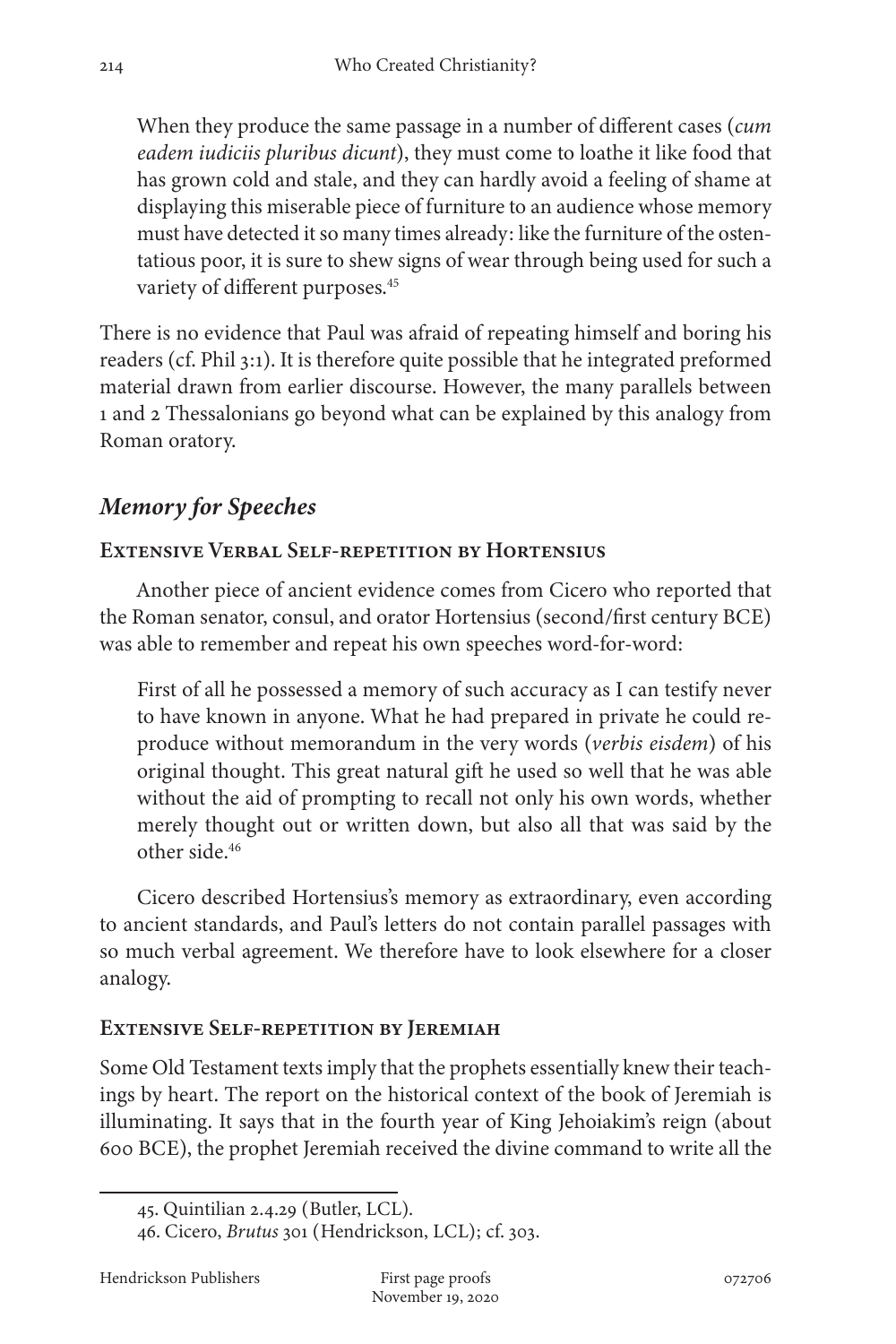> When they produce the same passage in a number of different cases (*cum eadem iudiciis pluribus dicunt*), they must come to loathe it like food that has grown cold and stale, and they can hardly avoid a feeling of shame at displaying this miserable piece of furniture to an audience whose memory must have detected it so many times already: like the furniture of the ostentatious poor, it is sure to shew signs of wear through being used for such a variety of different purposes.[45]

There is no evidence that Paul was afraid of repeating himself and boring his readers (cf. Phil 3:1). It is therefore quite possible that he integrated preformed material drawn from earlier discourse. However, the many parallels between 1 and 2 Thessalonians go beyond what can be explained by this analogy from Roman oratory.

## *Memory for Speeches*

### Extensive Verbal Self-repetition by Hortensius

Another piece of ancient evidence comes from Cicero who reported that the Roman senator, consul, and orator Hortensius (second/first century BCE) was able to remember and repeat his own speeches word-for-word:

> First of all he possessed a memory of such accuracy as I can testify never to have known in anyone. What he had prepared in private he could reproduce without memorandum in the very words (*verbis eisdem*) of his original thought. This great natural gift he used so well that he was able without the aid of prompting to recall not only his own words, whether merely thought out or written down, but also all that was said by the other side.[46]

Cicero described Hortensius's memory as extraordinary, even according to ancient standards, and Paul's letters do not contain parallel passages with so much verbal agreement. We therefore have to look elsewhere for a closer analogy.

### Extensive Self-repetition by Jeremiah

Some Old Testament texts imply that the prophets essentially knew their teachings by heart. The report on the historical context of the book of Jeremiah is illuminating. It says that in the fourth year of King Jehoiakim's reign (about 600 BCE), the prophet Jeremiah received the divine command to write all the

---

45. Quintilian 2.4.29 (Butler, LCL).

46. Cicero, *Brutus* 301 (Hendrickson, LCL); cf. 303.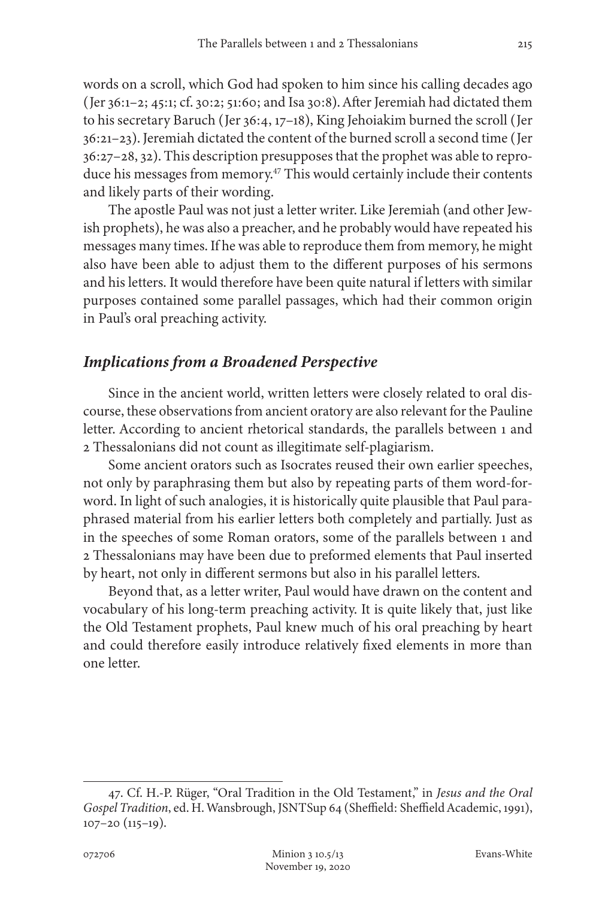words on a scroll, which God had spoken to him since his calling decades ago (Jer 36:1–2; 45:1; cf. 30:2; 51:60; and Isa 30:8). After Jeremiah had dictated them to his secretary Baruch (Jer 36:4, 17–18), King Jehoiakim burned the scroll (Jer 36:21–23). Jeremiah dictated the content of the burned scroll a second time (Jer 36:27–28, 32). This description presupposes that the prophet was able to reproduce his messages from memory.[47] This would certainly include their contents and likely parts of their wording.

The apostle Paul was not just a letter writer. Like Jeremiah (and other Jewish prophets), he was also a preacher, and he probably would have repeated his messages many times. If he was able to reproduce them from memory, he might also have been able to adjust them to the different purposes of his sermons and his letters. It would therefore have been quite natural if letters with similar purposes contained some parallel passages, which had their common origin in Paul's oral preaching activity.

## *Implications from a Broadened Perspective*

Since in the ancient world, written letters were closely related to oral discourse, these observations from ancient oratory are also relevant for the Pauline letter. According to ancient rhetorical standards, the parallels between 1 and 2 Thessalonians did not count as illegitimate self-plagiarism.

Some ancient orators such as Isocrates reused their own earlier speeches, not only by paraphrasing them but also by repeating parts of them word-for-word. In light of such analogies, it is historically quite plausible that Paul paraphrased material from his earlier letters both completely and partially. Just as in the speeches of some Roman orators, some of the parallels between 1 and 2 Thessalonians may have been due to preformed elements that Paul inserted by heart, not only in different sermons but also in his parallel letters.

Beyond that, as a letter writer, Paul would have drawn on the content and vocabulary of his long-term preaching activity. It is quite likely that, just like the Old Testament prophets, Paul knew much of his oral preaching by heart and could therefore easily introduce relatively fixed elements in more than one letter.

---

47. Cf. H.-P. Rüger, "Oral Tradition in the Old Testament," in *Jesus and the Oral Gospel Tradition*, ed. H. Wansbrough, JSNTSup 64 (Sheffield: Sheffield Academic, 1991), 107–20 (115–19).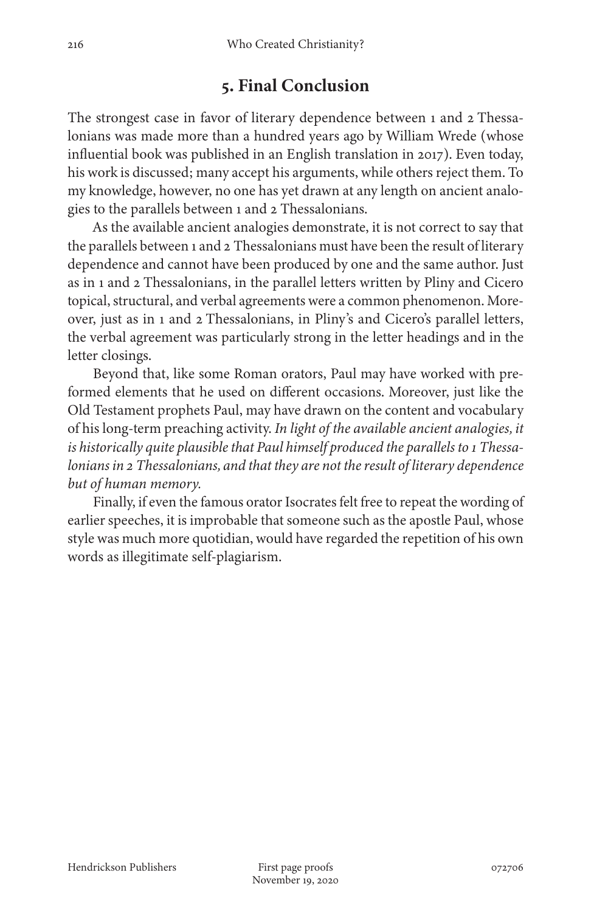## 5. Final Conclusion

The strongest case in favor of literary dependence between 1 and 2 Thessalonians was made more than a hundred years ago by William Wrede (whose influential book was published in an English translation in 2017). Even today, his work is discussed; many accept his arguments, while others reject them. To my knowledge, however, no one has yet drawn at any length on ancient analogies to the parallels between 1 and 2 Thessalonians.

As the available ancient analogies demonstrate, it is not correct to say that the parallels between 1 and 2 Thessalonians must have been the result of literary dependence and cannot have been produced by one and the same author. Just as in 1 and 2 Thessalonians, in the parallel letters written by Pliny and Cicero topical, structural, and verbal agreements were a common phenomenon. Moreover, just as in 1 and 2 Thessalonians, in Pliny's and Cicero's parallel letters, the verbal agreement was particularly strong in the letter headings and in the letter closings.

Beyond that, like some Roman orators, Paul may have worked with preformed elements that he used on different occasions. Moreover, just like the Old Testament prophets Paul, may have drawn on the content and vocabulary of his long-term preaching activity. *In light of the available ancient analogies, it is historically quite plausible that Paul himself produced the parallels to 1 Thessalonians in 2 Thessalonians, and that they are not the result of literary dependence but of human memory.*

Finally, if even the famous orator Isocrates felt free to repeat the wording of earlier speeches, it is improbable that someone such as the apostle Paul, whose style was much more quotidian, would have regarded the repetition of his own words as illegitimate self-plagiarism.